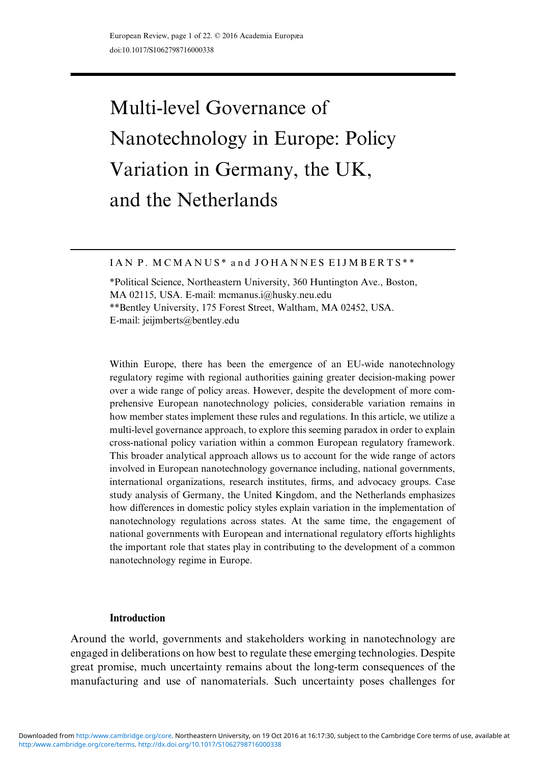# Multi-level Governance of Nanotechnology in Europe: Policy Variation in Germany, the UK, and the Netherlands

IAN P. MCMANUS* and JOHANNES EIJMBERTS**

*Political Science, Northeastern University, 360 Huntington Ave., Boston, MA 02115, USA. E-mail: mcmanus.i@husky.neu.edu
**Bentley University, 175 Forest Street, Waltham, MA 02452, USA. E-mail: jeijmberts@bentley.edu

Within Europe, there has been the emergence of an EU-wide nanotechnology regulatory regime with regional authorities gaining greater decision-making power over a wide range of policy areas. However, despite the development of more comprehensive European nanotechnology policies, considerable variation remains in how member states implement these rules and regulations. In this article, we utilize a multi-level governance approach, to explore this seeming paradox in order to explain cross-national policy variation within a common European regulatory framework. This broader analytical approach allows us to account for the wide range of actors involved in European nanotechnology governance including, national governments, international organizations, research institutes, firms, and advocacy groups. Case study analysis of Germany, the United Kingdom, and the Netherlands emphasizes how differences in domestic policy styles explain variation in the implementation of nanotechnology regulations across states. At the same time, the engagement of national governments with European and international regulatory efforts highlights the important role that states play in contributing to the development of a common nanotechnology regime in Europe.

## Introduction

Around the world, governments and stakeholders working in nanotechnology are engaged in deliberations on how best to regulate these emerging technologies. Despite great promise, much uncertainty remains about the long-term consequences of the manufacturing and use of nanomaterials. Such uncertainty poses challenges for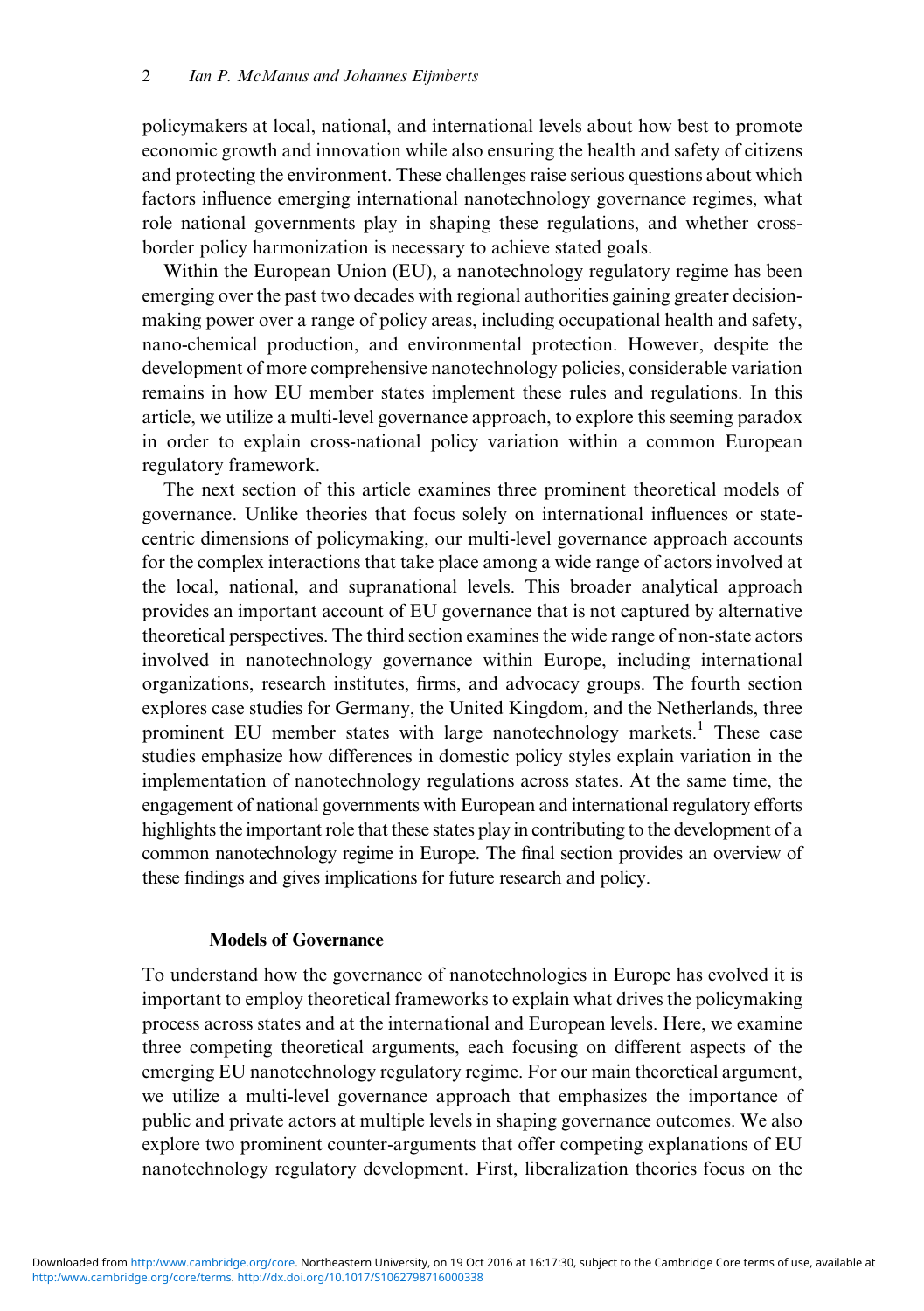policymakers at local, national, and international levels about how best to promote economic growth and innovation while also ensuring the health and safety of citizens and protecting the environment. These challenges raise serious questions about which factors influence emerging international nanotechnology governance regimes, what role national governments play in shaping these regulations, and whether cross-border policy harmonization is necessary to achieve stated goals.

Within the European Union (EU), a nanotechnology regulatory regime has been emerging over the past two decades with regional authorities gaining greater decision-making power over a range of policy areas, including occupational health and safety, nano-chemical production, and environmental protection. However, despite the development of more comprehensive nanotechnology policies, considerable variation remains in how EU member states implement these rules and regulations. In this article, we utilize a multi-level governance approach, to explore this seeming paradox in order to explain cross-national policy variation within a common European regulatory framework.

The next section of this article examines three prominent theoretical models of governance. Unlike theories that focus solely on international influences or state-centric dimensions of policymaking, our multi-level governance approach accounts for the complex interactions that take place among a wide range of actors involved at the local, national, and supranational levels. This broader analytical approach provides an important account of EU governance that is not captured by alternative theoretical perspectives. The third section examines the wide range of non-state actors involved in nanotechnology governance within Europe, including international organizations, research institutes, firms, and advocacy groups. The fourth section explores case studies for Germany, the United Kingdom, and the Netherlands, three prominent EU member states with large nanotechnology markets.[1] These case studies emphasize how differences in domestic policy styles explain variation in the implementation of nanotechnology regulations across states. At the same time, the engagement of national governments with European and international regulatory efforts highlights the important role that these states play in contributing to the development of a common nanotechnology regime in Europe. The final section provides an overview of these findings and gives implications for future research and policy.

## Models of Governance

To understand how the governance of nanotechnologies in Europe has evolved it is important to employ theoretical frameworks to explain what drives the policymaking process across states and at the international and European levels. Here, we examine three competing theoretical arguments, each focusing on different aspects of the emerging EU nanotechnology regulatory regime. For our main theoretical argument, we utilize a multi-level governance approach that emphasizes the importance of public and private actors at multiple levels in shaping governance outcomes. We also explore two prominent counter-arguments that offer competing explanations of EU nanotechnology regulatory development. First, liberalization theories focus on the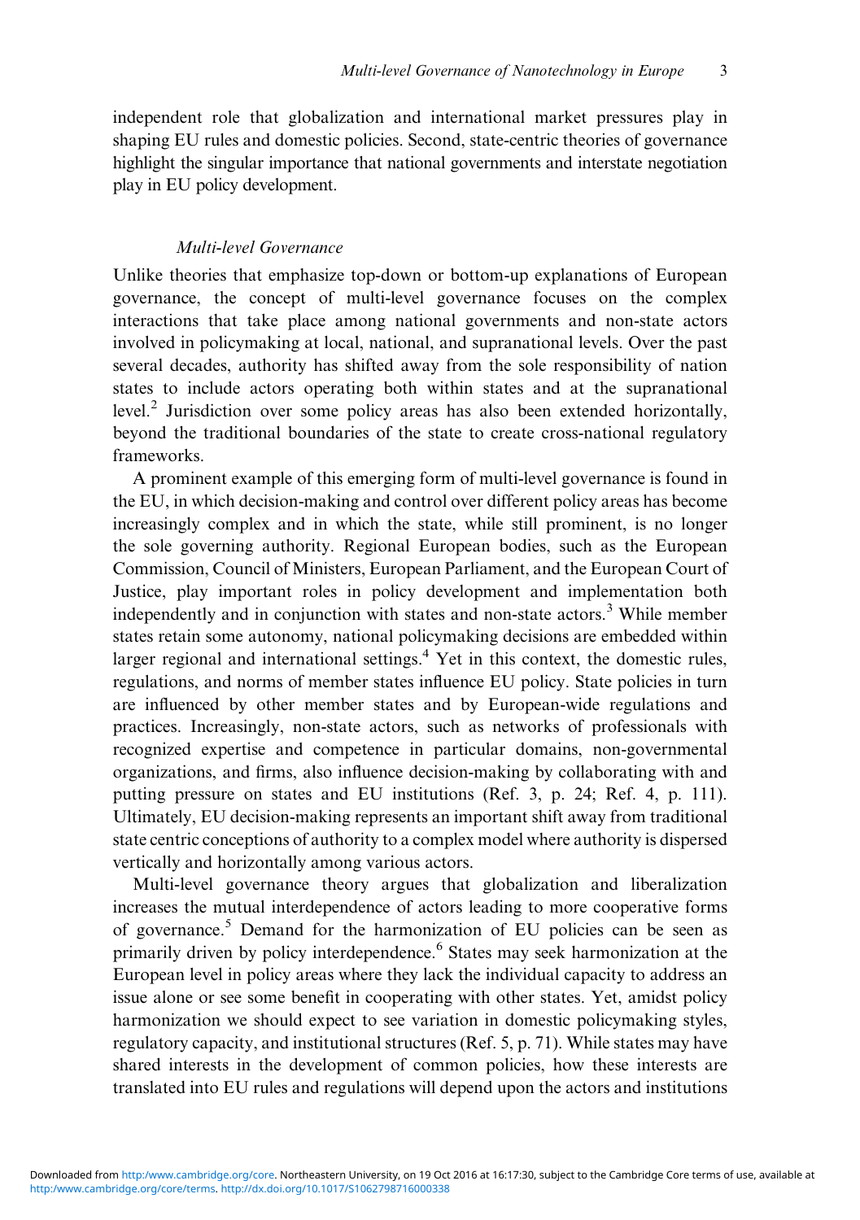independent role that globalization and international market pressures play in shaping EU rules and domestic policies. Second, state-centric theories of governance highlight the singular importance that national governments and interstate negotiation play in EU policy development.

### *Multi-level Governance*

Unlike theories that emphasize top-down or bottom-up explanations of European governance, the concept of multi-level governance focuses on the complex interactions that take place among national governments and non-state actors involved in policymaking at local, national, and supranational levels. Over the past several decades, authority has shifted away from the sole responsibility of nation states to include actors operating both within states and at the supranational level.[2] Jurisdiction over some policy areas has also been extended horizontally, beyond the traditional boundaries of the state to create cross-national regulatory frameworks.

A prominent example of this emerging form of multi-level governance is found in the EU, in which decision-making and control over different policy areas has become increasingly complex and in which the state, while still prominent, is no longer the sole governing authority. Regional European bodies, such as the European Commission, Council of Ministers, European Parliament, and the European Court of Justice, play important roles in policy development and implementation both independently and in conjunction with states and non-state actors.[3] While member states retain some autonomy, national policymaking decisions are embedded within larger regional and international settings.[4] Yet in this context, the domestic rules, regulations, and norms of member states influence EU policy. State policies in turn are influenced by other member states and by European-wide regulations and practices. Increasingly, non-state actors, such as networks of professionals with recognized expertise and competence in particular domains, non-governmental organizations, and firms, also influence decision-making by collaborating with and putting pressure on states and EU institutions (Ref. 3, p. 24; Ref. 4, p. 111). Ultimately, EU decision-making represents an important shift away from traditional state centric conceptions of authority to a complex model where authority is dispersed vertically and horizontally among various actors.

Multi-level governance theory argues that globalization and liberalization increases the mutual interdependence of actors leading to more cooperative forms of governance.[5] Demand for the harmonization of EU policies can be seen as primarily driven by policy interdependence.[6] States may seek harmonization at the European level in policy areas where they lack the individual capacity to address an issue alone or see some benefit in cooperating with other states. Yet, amidst policy harmonization we should expect to see variation in domestic policymaking styles, regulatory capacity, and institutional structures (Ref. 5, p. 71). While states may have shared interests in the development of common policies, how these interests are translated into EU rules and regulations will depend upon the actors and institutions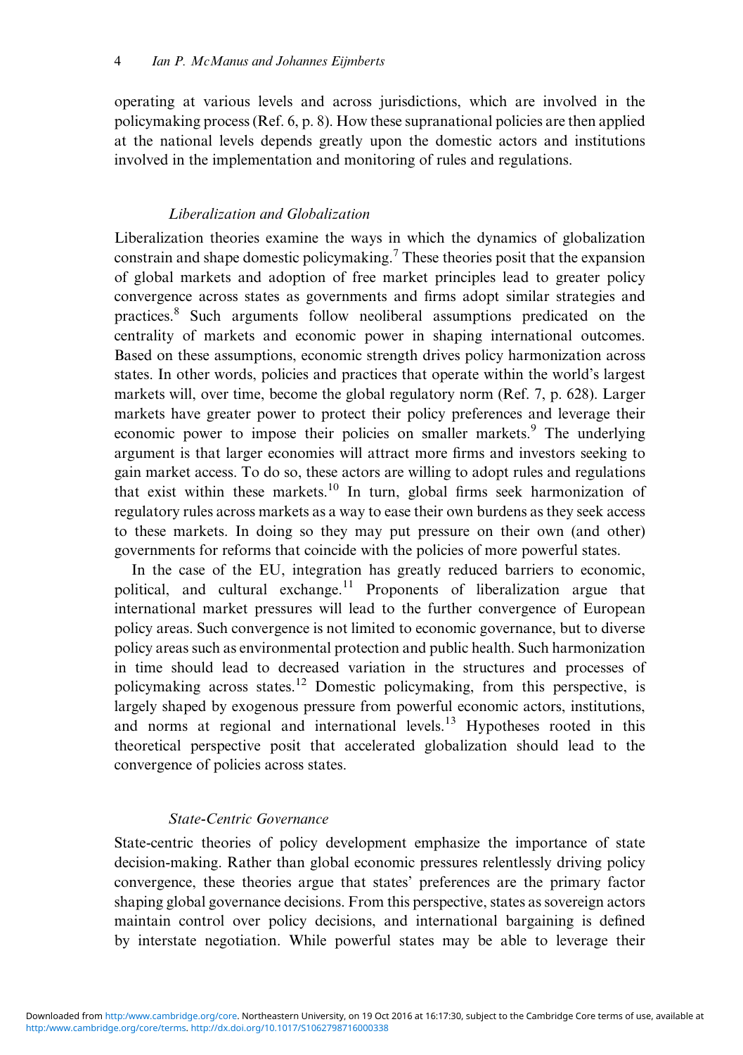operating at various levels and across jurisdictions, which are involved in the policymaking process (Ref. 6, p. 8). How these supranational policies are then applied at the national levels depends greatly upon the domestic actors and institutions involved in the implementation and monitoring of rules and regulations.

### *Liberalization and Globalization*

Liberalization theories examine the ways in which the dynamics of globalization constrain and shape domestic policymaking.[7] These theories posit that the expansion of global markets and adoption of free market principles lead to greater policy convergence across states as governments and firms adopt similar strategies and practices.[8] Such arguments follow neoliberal assumptions predicated on the centrality of markets and economic power in shaping international outcomes. Based on these assumptions, economic strength drives policy harmonization across states. In other words, policies and practices that operate within the world's largest markets will, over time, become the global regulatory norm (Ref. 7, p. 628). Larger markets have greater power to protect their policy preferences and leverage their economic power to impose their policies on smaller markets.[9] The underlying argument is that larger economies will attract more firms and investors seeking to gain market access. To do so, these actors are willing to adopt rules and regulations that exist within these markets.[10] In turn, global firms seek harmonization of regulatory rules across markets as a way to ease their own burdens as they seek access to these markets. In doing so they may put pressure on their own (and other) governments for reforms that coincide with the policies of more powerful states.

In the case of the EU, integration has greatly reduced barriers to economic, political, and cultural exchange.[11] Proponents of liberalization argue that international market pressures will lead to the further convergence of European policy areas. Such convergence is not limited to economic governance, but to diverse policy areas such as environmental protection and public health. Such harmonization in time should lead to decreased variation in the structures and processes of policymaking across states.[12] Domestic policymaking, from this perspective, is largely shaped by exogenous pressure from powerful economic actors, institutions, and norms at regional and international levels.[13] Hypotheses rooted in this theoretical perspective posit that accelerated globalization should lead to the convergence of policies across states.

### *State-Centric Governance*

State-centric theories of policy development emphasize the importance of state decision-making. Rather than global economic pressures relentlessly driving policy convergence, these theories argue that states' preferences are the primary factor shaping global governance decisions. From this perspective, states as sovereign actors maintain control over policy decisions, and international bargaining is defined by interstate negotiation. While powerful states may be able to leverage their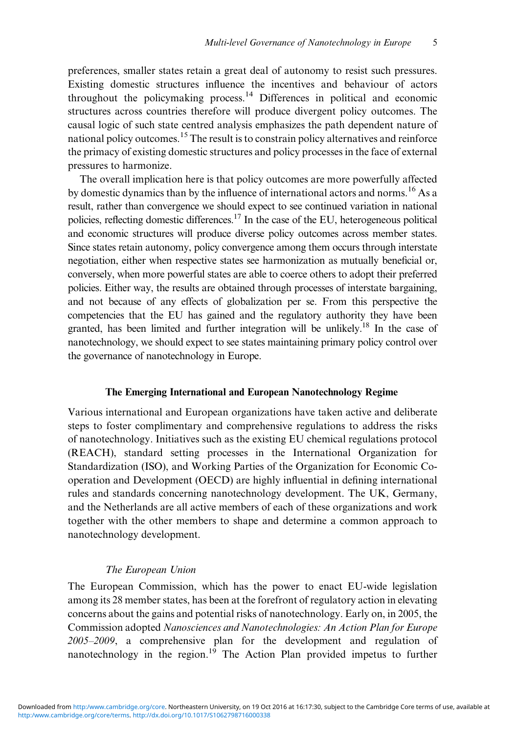preferences, smaller states retain a great deal of autonomy to resist such pressures. Existing domestic structures influence the incentives and behaviour of actors throughout the policymaking process.[14] Differences in political and economic structures across countries therefore will produce divergent policy outcomes. The causal logic of such state centred analysis emphasizes the path dependent nature of national policy outcomes.[15] The result is to constrain policy alternatives and reinforce the primacy of existing domestic structures and policy processes in the face of external pressures to harmonize.

The overall implication here is that policy outcomes are more powerfully affected by domestic dynamics than by the influence of international actors and norms.[16] As a result, rather than convergence we should expect to see continued variation in national policies, reflecting domestic differences.[17] In the case of the EU, heterogeneous political and economic structures will produce diverse policy outcomes across member states. Since states retain autonomy, policy convergence among them occurs through interstate negotiation, either when respective states see harmonization as mutually beneficial or, conversely, when more powerful states are able to coerce others to adopt their preferred policies. Either way, the results are obtained through processes of interstate bargaining, and not because of any effects of globalization per se. From this perspective the competencies that the EU has gained and the regulatory authority they have been granted, has been limited and further integration will be unlikely.[18] In the case of nanotechnology, we should expect to see states maintaining primary policy control over the governance of nanotechnology in Europe.

## The Emerging International and European Nanotechnology Regime

Various international and European organizations have taken active and deliberate steps to foster complimentary and comprehensive regulations to address the risks of nanotechnology. Initiatives such as the existing EU chemical regulations protocol (REACH), standard setting processes in the International Organization for Standardization (ISO), and Working Parties of the Organization for Economic Co-operation and Development (OECD) are highly influential in defining international rules and standards concerning nanotechnology development. The UK, Germany, and the Netherlands are all active members of each of these organizations and work together with the other members to shape and determine a common approach to nanotechnology development.

### *The European Union*

The European Commission, which has the power to enact EU-wide legislation among its 28 member states, has been at the forefront of regulatory action in elevating concerns about the gains and potential risks of nanotechnology. Early on, in 2005, the Commission adopted *Nanosciences and Nanotechnologies: An Action Plan for Europe 2005–2009*, a comprehensive plan for the development and regulation of nanotechnology in the region.[19] The Action Plan provided impetus to further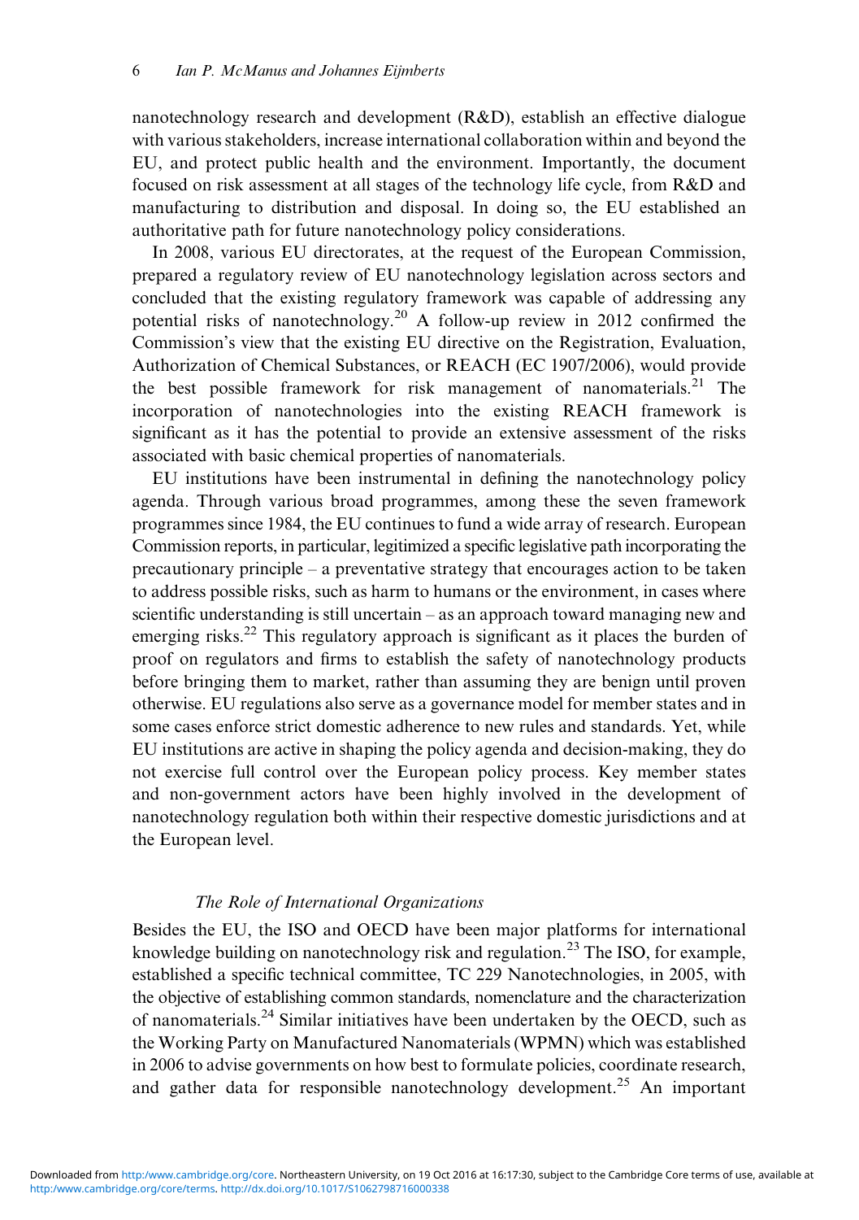nanotechnology research and development (R&D), establish an effective dialogue with various stakeholders, increase international collaboration within and beyond the EU, and protect public health and the environment. Importantly, the document focused on risk assessment at all stages of the technology life cycle, from R&D and manufacturing to distribution and disposal. In doing so, the EU established an authoritative path for future nanotechnology policy considerations.

In 2008, various EU directorates, at the request of the European Commission, prepared a regulatory review of EU nanotechnology legislation across sectors and concluded that the existing regulatory framework was capable of addressing any potential risks of nanotechnology.[20] A follow-up review in 2012 confirmed the Commission's view that the existing EU directive on the Registration, Evaluation, Authorization of Chemical Substances, or REACH (EC 1907/2006), would provide the best possible framework for risk management of nanomaterials.[21] The incorporation of nanotechnologies into the existing REACH framework is significant as it has the potential to provide an extensive assessment of the risks associated with basic chemical properties of nanomaterials.

EU institutions have been instrumental in defining the nanotechnology policy agenda. Through various broad programmes, among these the seven framework programmes since 1984, the EU continues to fund a wide array of research. European Commission reports, in particular, legitimized a specific legislative path incorporating the precautionary principle – a preventative strategy that encourages action to be taken to address possible risks, such as harm to humans or the environment, in cases where scientific understanding is still uncertain – as an approach toward managing new and emerging risks.[22] This regulatory approach is significant as it places the burden of proof on regulators and firms to establish the safety of nanotechnology products before bringing them to market, rather than assuming they are benign until proven otherwise. EU regulations also serve as a governance model for member states and in some cases enforce strict domestic adherence to new rules and standards. Yet, while EU institutions are active in shaping the policy agenda and decision-making, they do not exercise full control over the European policy process. Key member states and non-government actors have been highly involved in the development of nanotechnology regulation both within their respective domestic jurisdictions and at the European level.

### *The Role of International Organizations*

Besides the EU, the ISO and OECD have been major platforms for international knowledge building on nanotechnology risk and regulation.[23] The ISO, for example, established a specific technical committee, TC 229 Nanotechnologies, in 2005, with the objective of establishing common standards, nomenclature and the characterization of nanomaterials.[24] Similar initiatives have been undertaken by the OECD, such as the Working Party on Manufactured Nanomaterials (WPMN) which was established in 2006 to advise governments on how best to formulate policies, coordinate research, and gather data for responsible nanotechnology development.[25] An important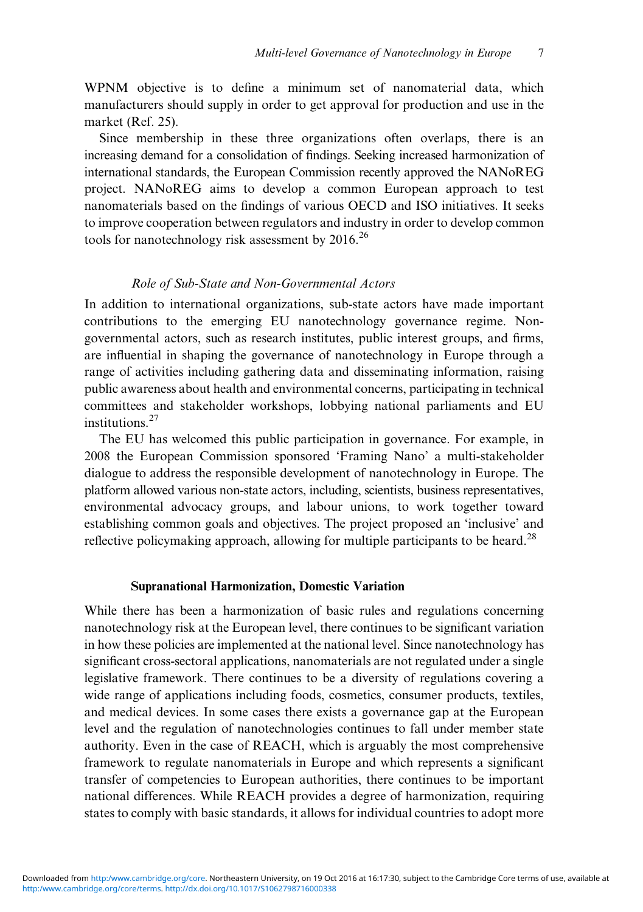WPNM objective is to define a minimum set of nanomaterial data, which manufacturers should supply in order to get approval for production and use in the market (Ref. 25).

Since membership in these three organizations often overlaps, there is an increasing demand for a consolidation of findings. Seeking increased harmonization of international standards, the European Commission recently approved the NANoREG project. NANoREG aims to develop a common European approach to test nanomaterials based on the findings of various OECD and ISO initiatives. It seeks to improve cooperation between regulators and industry in order to develop common tools for nanotechnology risk assessment by 2016.[26]

### *Role of Sub-State and Non-Governmental Actors*

In addition to international organizations, sub-state actors have made important contributions to the emerging EU nanotechnology governance regime. Non-governmental actors, such as research institutes, public interest groups, and firms, are influential in shaping the governance of nanotechnology in Europe through a range of activities including gathering data and disseminating information, raising public awareness about health and environmental concerns, participating in technical committees and stakeholder workshops, lobbying national parliaments and EU institutions.[27]

The EU has welcomed this public participation in governance. For example, in 2008 the European Commission sponsored 'Framing Nano' a multi-stakeholder dialogue to address the responsible development of nanotechnology in Europe. The platform allowed various non-state actors, including, scientists, business representatives, environmental advocacy groups, and labour unions, to work together toward establishing common goals and objectives. The project proposed an 'inclusive' and reflective policymaking approach, allowing for multiple participants to be heard.[28]

## Supranational Harmonization, Domestic Variation

While there has been a harmonization of basic rules and regulations concerning nanotechnology risk at the European level, there continues to be significant variation in how these policies are implemented at the national level. Since nanotechnology has significant cross-sectoral applications, nanomaterials are not regulated under a single legislative framework. There continues to be a diversity of regulations covering a wide range of applications including foods, cosmetics, consumer products, textiles, and medical devices. In some cases there exists a governance gap at the European level and the regulation of nanotechnologies continues to fall under member state authority. Even in the case of REACH, which is arguably the most comprehensive framework to regulate nanomaterials in Europe and which represents a significant transfer of competencies to European authorities, there continues to be important national differences. While REACH provides a degree of harmonization, requiring states to comply with basic standards, it allows for individual countries to adopt more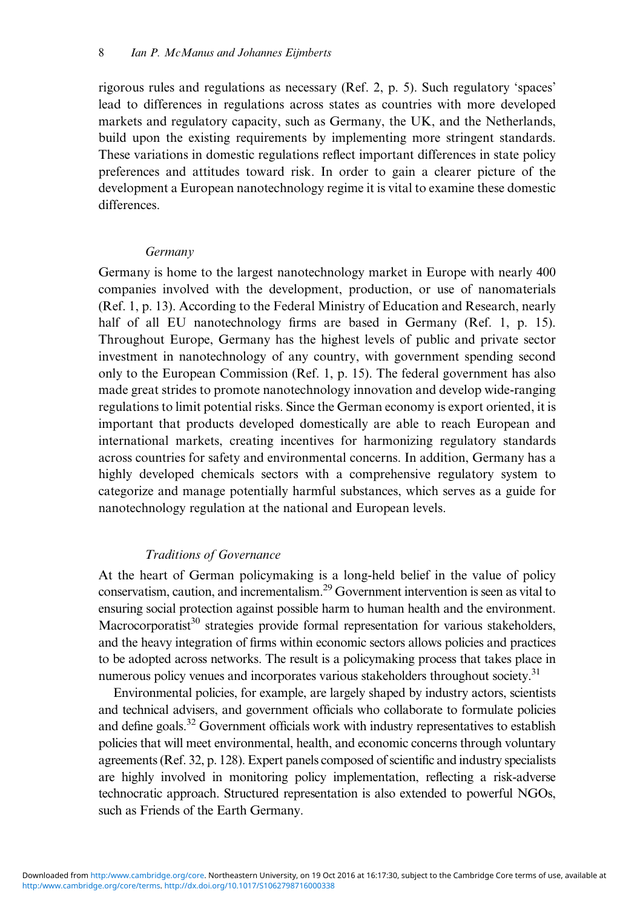rigorous rules and regulations as necessary (Ref. 2, p. 5). Such regulatory 'spaces' lead to differences in regulations across states as countries with more developed markets and regulatory capacity, such as Germany, the UK, and the Netherlands, build upon the existing requirements by implementing more stringent standards. These variations in domestic regulations reflect important differences in state policy preferences and attitudes toward risk. In order to gain a clearer picture of the development a European nanotechnology regime it is vital to examine these domestic differences.

### *Germany*

Germany is home to the largest nanotechnology market in Europe with nearly 400 companies involved with the development, production, or use of nanomaterials (Ref. 1, p. 13). According to the Federal Ministry of Education and Research, nearly half of all EU nanotechnology firms are based in Germany (Ref. 1, p. 15). Throughout Europe, Germany has the highest levels of public and private sector investment in nanotechnology of any country, with government spending second only to the European Commission (Ref. 1, p. 15). The federal government has also made great strides to promote nanotechnology innovation and develop wide-ranging regulations to limit potential risks. Since the German economy is export oriented, it is important that products developed domestically are able to reach European and international markets, creating incentives for harmonizing regulatory standards across countries for safety and environmental concerns. In addition, Germany has a highly developed chemicals sectors with a comprehensive regulatory system to categorize and manage potentially harmful substances, which serves as a guide for nanotechnology regulation at the national and European levels.

#### *Traditions of Governance*

At the heart of German policymaking is a long-held belief in the value of policy conservatism, caution, and incrementalism.[29] Government intervention is seen as vital to ensuring social protection against possible harm to human health and the environment. Macrocorporatist[30] strategies provide formal representation for various stakeholders, and the heavy integration of firms within economic sectors allows policies and practices to be adopted across networks. The result is a policymaking process that takes place in numerous policy venues and incorporates various stakeholders throughout society.[31]

Environmental policies, for example, are largely shaped by industry actors, scientists and technical advisers, and government officials who collaborate to formulate policies and define goals.[32] Government officials work with industry representatives to establish policies that will meet environmental, health, and economic concerns through voluntary agreements (Ref. 32, p. 128). Expert panels composed of scientific and industry specialists are highly involved in monitoring policy implementation, reflecting a risk-adverse technocratic approach. Structured representation is also extended to powerful NGOs, such as Friends of the Earth Germany.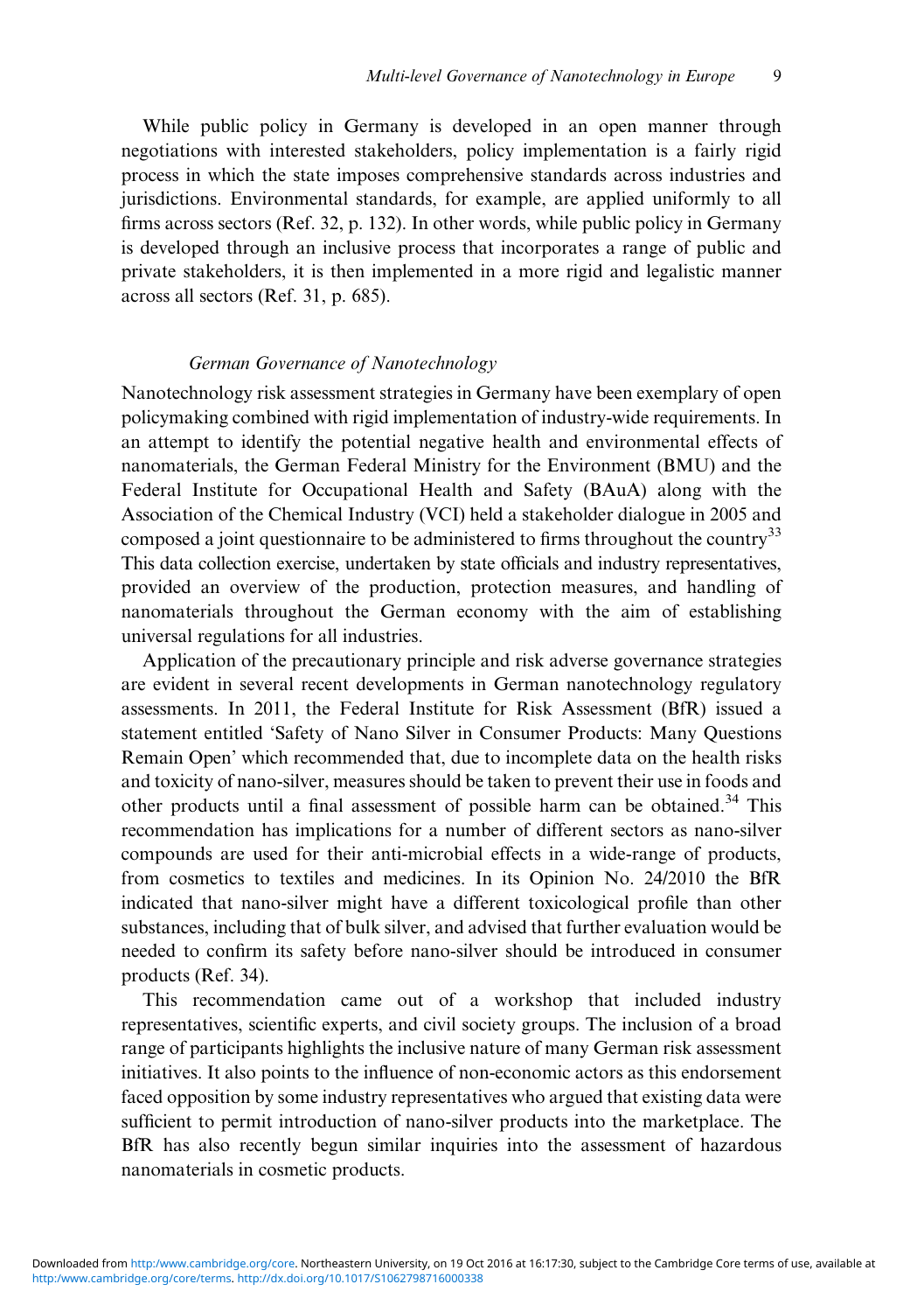While public policy in Germany is developed in an open manner through negotiations with interested stakeholders, policy implementation is a fairly rigid process in which the state imposes comprehensive standards across industries and jurisdictions. Environmental standards, for example, are applied uniformly to all firms across sectors (Ref. 32, p. 132). In other words, while public policy in Germany is developed through an inclusive process that incorporates a range of public and private stakeholders, it is then implemented in a more rigid and legalistic manner across all sectors (Ref. 31, p. 685).

### *German Governance of Nanotechnology*

Nanotechnology risk assessment strategies in Germany have been exemplary of open policymaking combined with rigid implementation of industry-wide requirements. In an attempt to identify the potential negative health and environmental effects of nanomaterials, the German Federal Ministry for the Environment (BMU) and the Federal Institute for Occupational Health and Safety (BAuA) along with the Association of the Chemical Industry (VCI) held a stakeholder dialogue in 2005 and composed a joint questionnaire to be administered to firms throughout the country[33] This data collection exercise, undertaken by state officials and industry representatives, provided an overview of the production, protection measures, and handling of nanomaterials throughout the German economy with the aim of establishing universal regulations for all industries.

Application of the precautionary principle and risk adverse governance strategies are evident in several recent developments in German nanotechnology regulatory assessments. In 2011, the Federal Institute for Risk Assessment (BfR) issued a statement entitled 'Safety of Nano Silver in Consumer Products: Many Questions Remain Open' which recommended that, due to incomplete data on the health risks and toxicity of nano-silver, measures should be taken to prevent their use in foods and other products until a final assessment of possible harm can be obtained.[34] This recommendation has implications for a number of different sectors as nano-silver compounds are used for their anti-microbial effects in a wide-range of products, from cosmetics to textiles and medicines. In its Opinion No. 24/2010 the BfR indicated that nano-silver might have a different toxicological profile than other substances, including that of bulk silver, and advised that further evaluation would be needed to confirm its safety before nano-silver should be introduced in consumer products (Ref. 34).

This recommendation came out of a workshop that included industry representatives, scientific experts, and civil society groups. The inclusion of a broad range of participants highlights the inclusive nature of many German risk assessment initiatives. It also points to the influence of non-economic actors as this endorsement faced opposition by some industry representatives who argued that existing data were sufficient to permit introduction of nano-silver products into the marketplace. The BfR has also recently begun similar inquiries into the assessment of hazardous nanomaterials in cosmetic products.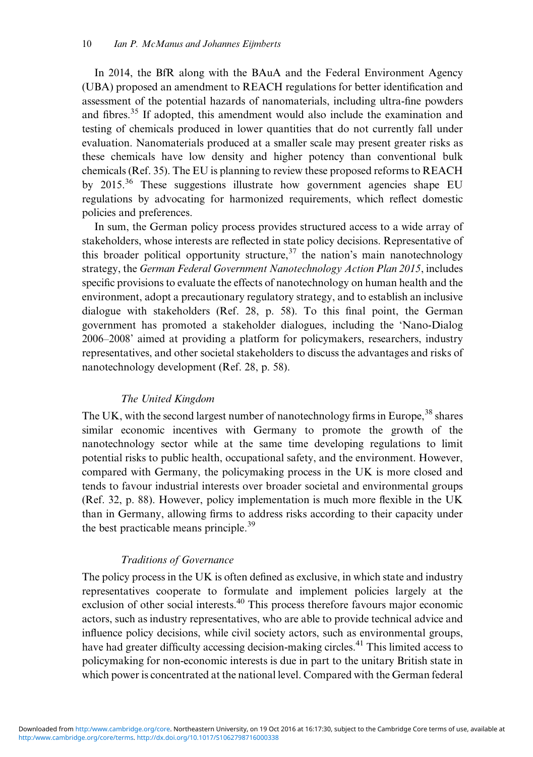In 2014, the BfR along with the BAuA and the Federal Environment Agency (UBA) proposed an amendment to REACH regulations for better identification and assessment of the potential hazards of nanomaterials, including ultra-fine powders and fibres.[35] If adopted, this amendment would also include the examination and testing of chemicals produced in lower quantities that do not currently fall under evaluation. Nanomaterials produced at a smaller scale may present greater risks as these chemicals have low density and higher potency than conventional bulk chemicals (Ref. 35). The EU is planning to review these proposed reforms to REACH by 2015.[36] These suggestions illustrate how government agencies shape EU regulations by advocating for harmonized requirements, which reflect domestic policies and preferences.

In sum, the German policy process provides structured access to a wide array of stakeholders, whose interests are reflected in state policy decisions. Representative of this broader political opportunity structure,[37] the nation's main nanotechnology strategy, the *German Federal Government Nanotechnology Action Plan 2015*, includes specific provisions to evaluate the effects of nanotechnology on human health and the environment, adopt a precautionary regulatory strategy, and to establish an inclusive dialogue with stakeholders (Ref. 28, p. 58). To this final point, the German government has promoted a stakeholder dialogues, including the 'Nano-Dialog 2006–2008' aimed at providing a platform for policymakers, researchers, industry representatives, and other societal stakeholders to discuss the advantages and risks of nanotechnology development (Ref. 28, p. 58).

### *The United Kingdom*

The UK, with the second largest number of nanotechnology firms in Europe,[38] shares similar economic incentives with Germany to promote the growth of the nanotechnology sector while at the same time developing regulations to limit potential risks to public health, occupational safety, and the environment. However, compared with Germany, the policymaking process in the UK is more closed and tends to favour industrial interests over broader societal and environmental groups (Ref. 32, p. 88). However, policy implementation is much more flexible in the UK than in Germany, allowing firms to address risks according to their capacity under the best practicable means principle.[39]

### *Traditions of Governance*

The policy process in the UK is often defined as exclusive, in which state and industry representatives cooperate to formulate and implement policies largely at the exclusion of other social interests.[40] This process therefore favours major economic actors, such as industry representatives, who are able to provide technical advice and influence policy decisions, while civil society actors, such as environmental groups, have had greater difficulty accessing decision-making circles.[41] This limited access to policymaking for non-economic interests is due in part to the unitary British state in which power is concentrated at the national level. Compared with the German federal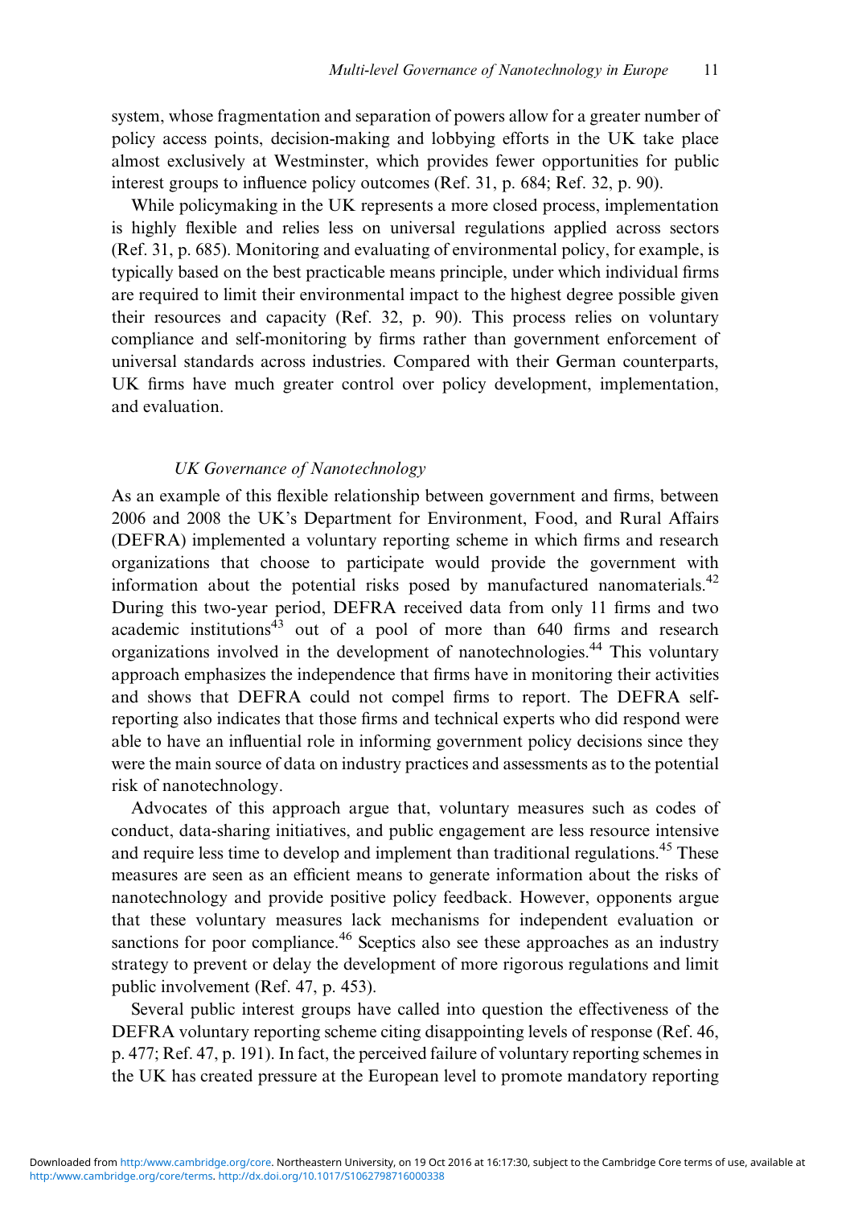system, whose fragmentation and separation of powers allow for a greater number of policy access points, decision-making and lobbying efforts in the UK take place almost exclusively at Westminster, which provides fewer opportunities for public interest groups to influence policy outcomes (Ref. 31, p. 684; Ref. 32, p. 90).

While policymaking in the UK represents a more closed process, implementation is highly flexible and relies less on universal regulations applied across sectors (Ref. 31, p. 685). Monitoring and evaluating of environmental policy, for example, is typically based on the best practicable means principle, under which individual firms are required to limit their environmental impact to the highest degree possible given their resources and capacity (Ref. 32, p. 90). This process relies on voluntary compliance and self-monitoring by firms rather than government enforcement of universal standards across industries. Compared with their German counterparts, UK firms have much greater control over policy development, implementation, and evaluation.

### *UK Governance of Nanotechnology*

As an example of this flexible relationship between government and firms, between 2006 and 2008 the UK's Department for Environment, Food, and Rural Affairs (DEFRA) implemented a voluntary reporting scheme in which firms and research organizations that choose to participate would provide the government with information about the potential risks posed by manufactured nanomaterials.[42] During this two-year period, DEFRA received data from only 11 firms and two academic institutions[43] out of a pool of more than 640 firms and research organizations involved in the development of nanotechnologies.[44] This voluntary approach emphasizes the independence that firms have in monitoring their activities and shows that DEFRA could not compel firms to report. The DEFRA self-reporting also indicates that those firms and technical experts who did respond were able to have an influential role in informing government policy decisions since they were the main source of data on industry practices and assessments as to the potential risk of nanotechnology.

Advocates of this approach argue that, voluntary measures such as codes of conduct, data-sharing initiatives, and public engagement are less resource intensive and require less time to develop and implement than traditional regulations.[45] These measures are seen as an efficient means to generate information about the risks of nanotechnology and provide positive policy feedback. However, opponents argue that these voluntary measures lack mechanisms for independent evaluation or sanctions for poor compliance.[46] Sceptics also see these approaches as an industry strategy to prevent or delay the development of more rigorous regulations and limit public involvement (Ref. 47, p. 453).

Several public interest groups have called into question the effectiveness of the DEFRA voluntary reporting scheme citing disappointing levels of response (Ref. 46, p. 477; Ref. 47, p. 191). In fact, the perceived failure of voluntary reporting schemes in the UK has created pressure at the European level to promote mandatory reporting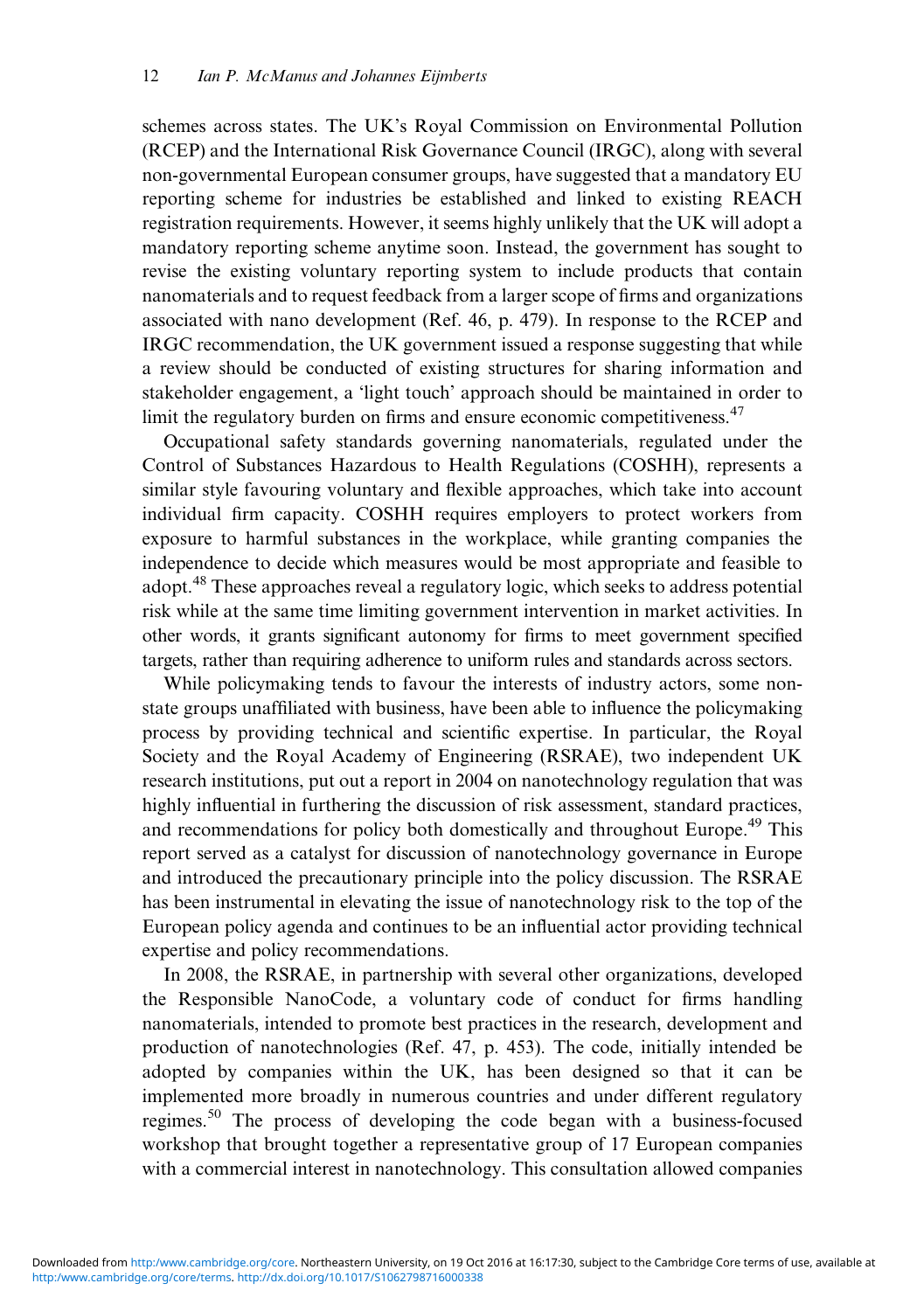schemes across states. The UK's Royal Commission on Environmental Pollution (RCEP) and the International Risk Governance Council (IRGC), along with several non-governmental European consumer groups, have suggested that a mandatory EU reporting scheme for industries be established and linked to existing REACH registration requirements. However, it seems highly unlikely that the UK will adopt a mandatory reporting scheme anytime soon. Instead, the government has sought to revise the existing voluntary reporting system to include products that contain nanomaterials and to request feedback from a larger scope of firms and organizations associated with nano development (Ref. 46, p. 479). In response to the RCEP and IRGC recommendation, the UK government issued a response suggesting that while a review should be conducted of existing structures for sharing information and stakeholder engagement, a 'light touch' approach should be maintained in order to limit the regulatory burden on firms and ensure economic competitiveness.[47]

Occupational safety standards governing nanomaterials, regulated under the Control of Substances Hazardous to Health Regulations (COSHH), represents a similar style favouring voluntary and flexible approaches, which take into account individual firm capacity. COSHH requires employers to protect workers from exposure to harmful substances in the workplace, while granting companies the independence to decide which measures would be most appropriate and feasible to adopt.[48] These approaches reveal a regulatory logic, which seeks to address potential risk while at the same time limiting government intervention in market activities. In other words, it grants significant autonomy for firms to meet government specified targets, rather than requiring adherence to uniform rules and standards across sectors.

While policymaking tends to favour the interests of industry actors, some non-state groups unaffiliated with business, have been able to influence the policymaking process by providing technical and scientific expertise. In particular, the Royal Society and the Royal Academy of Engineering (RSRAE), two independent UK research institutions, put out a report in 2004 on nanotechnology regulation that was highly influential in furthering the discussion of risk assessment, standard practices, and recommendations for policy both domestically and throughout Europe.[49] This report served as a catalyst for discussion of nanotechnology governance in Europe and introduced the precautionary principle into the policy discussion. The RSRAE has been instrumental in elevating the issue of nanotechnology risk to the top of the European policy agenda and continues to be an influential actor providing technical expertise and policy recommendations.

In 2008, the RSRAE, in partnership with several other organizations, developed the Responsible NanoCode, a voluntary code of conduct for firms handling nanomaterials, intended to promote best practices in the research, development and production of nanotechnologies (Ref. 47, p. 453). The code, initially intended be adopted by companies within the UK, has been designed so that it can be implemented more broadly in numerous countries and under different regulatory regimes.[50] The process of developing the code began with a business-focused workshop that brought together a representative group of 17 European companies with a commercial interest in nanotechnology. This consultation allowed companies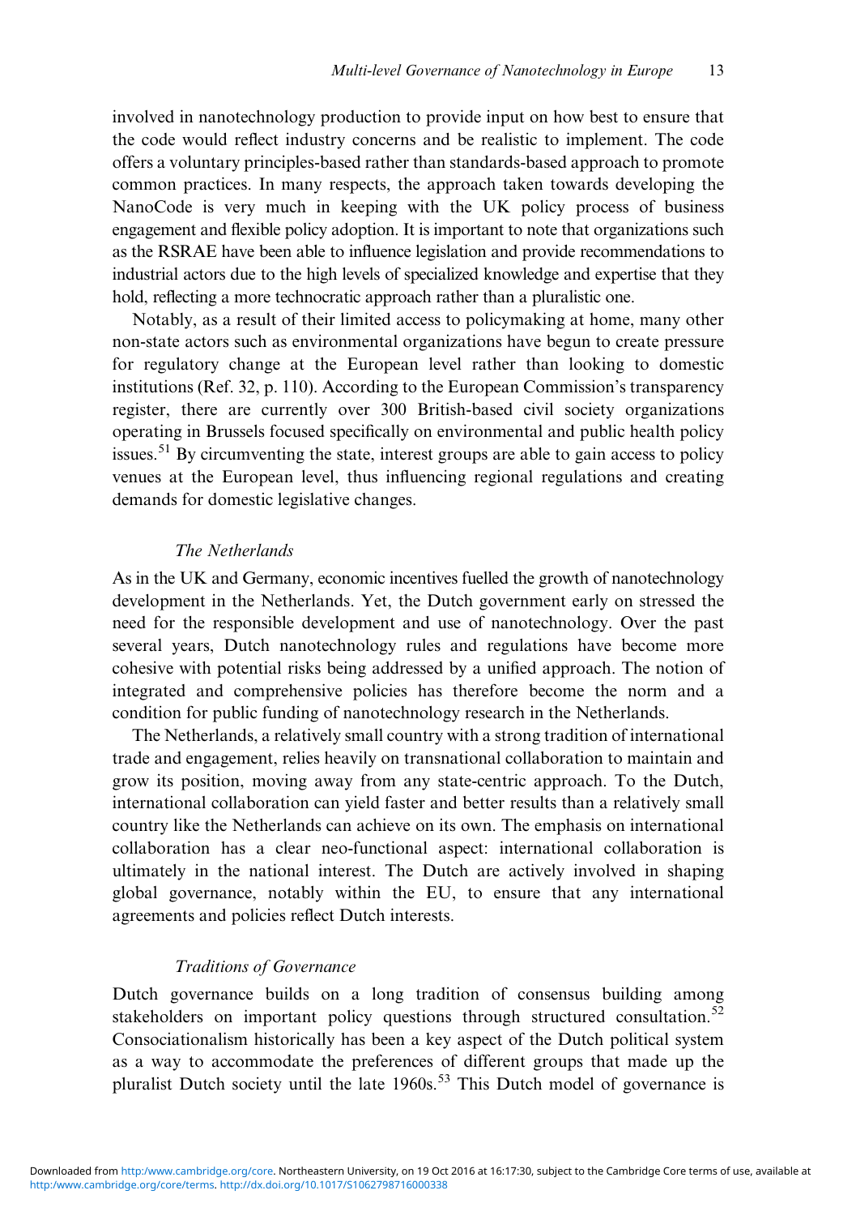involved in nanotechnology production to provide input on how best to ensure that the code would reflect industry concerns and be realistic to implement. The code offers a voluntary principles-based rather than standards-based approach to promote common practices. In many respects, the approach taken towards developing the NanoCode is very much in keeping with the UK policy process of business engagement and flexible policy adoption. It is important to note that organizations such as the RSRAE have been able to influence legislation and provide recommendations to industrial actors due to the high levels of specialized knowledge and expertise that they hold, reflecting a more technocratic approach rather than a pluralistic one.

Notably, as a result of their limited access to policymaking at home, many other non-state actors such as environmental organizations have begun to create pressure for regulatory change at the European level rather than looking to domestic institutions (Ref. 32, p. 110). According to the European Commission's transparency register, there are currently over 300 British-based civil society organizations operating in Brussels focused specifically on environmental and public health policy issues.[51] By circumventing the state, interest groups are able to gain access to policy venues at the European level, thus influencing regional regulations and creating demands for domestic legislative changes.

### *The Netherlands*

As in the UK and Germany, economic incentives fuelled the growth of nanotechnology development in the Netherlands. Yet, the Dutch government early on stressed the need for the responsible development and use of nanotechnology. Over the past several years, Dutch nanotechnology rules and regulations have become more cohesive with potential risks being addressed by a unified approach. The notion of integrated and comprehensive policies has therefore become the norm and a condition for public funding of nanotechnology research in the Netherlands.

The Netherlands, a relatively small country with a strong tradition of international trade and engagement, relies heavily on transnational collaboration to maintain and grow its position, moving away from any state-centric approach. To the Dutch, international collaboration can yield faster and better results than a relatively small country like the Netherlands can achieve on its own. The emphasis on international collaboration has a clear neo-functional aspect: international collaboration is ultimately in the national interest. The Dutch are actively involved in shaping global governance, notably within the EU, to ensure that any international agreements and policies reflect Dutch interests.

### *Traditions of Governance*

Dutch governance builds on a long tradition of consensus building among stakeholders on important policy questions through structured consultation.[52] Consociationalism historically has been a key aspect of the Dutch political system as a way to accommodate the preferences of different groups that made up the pluralist Dutch society until the late 1960s.[53] This Dutch model of governance is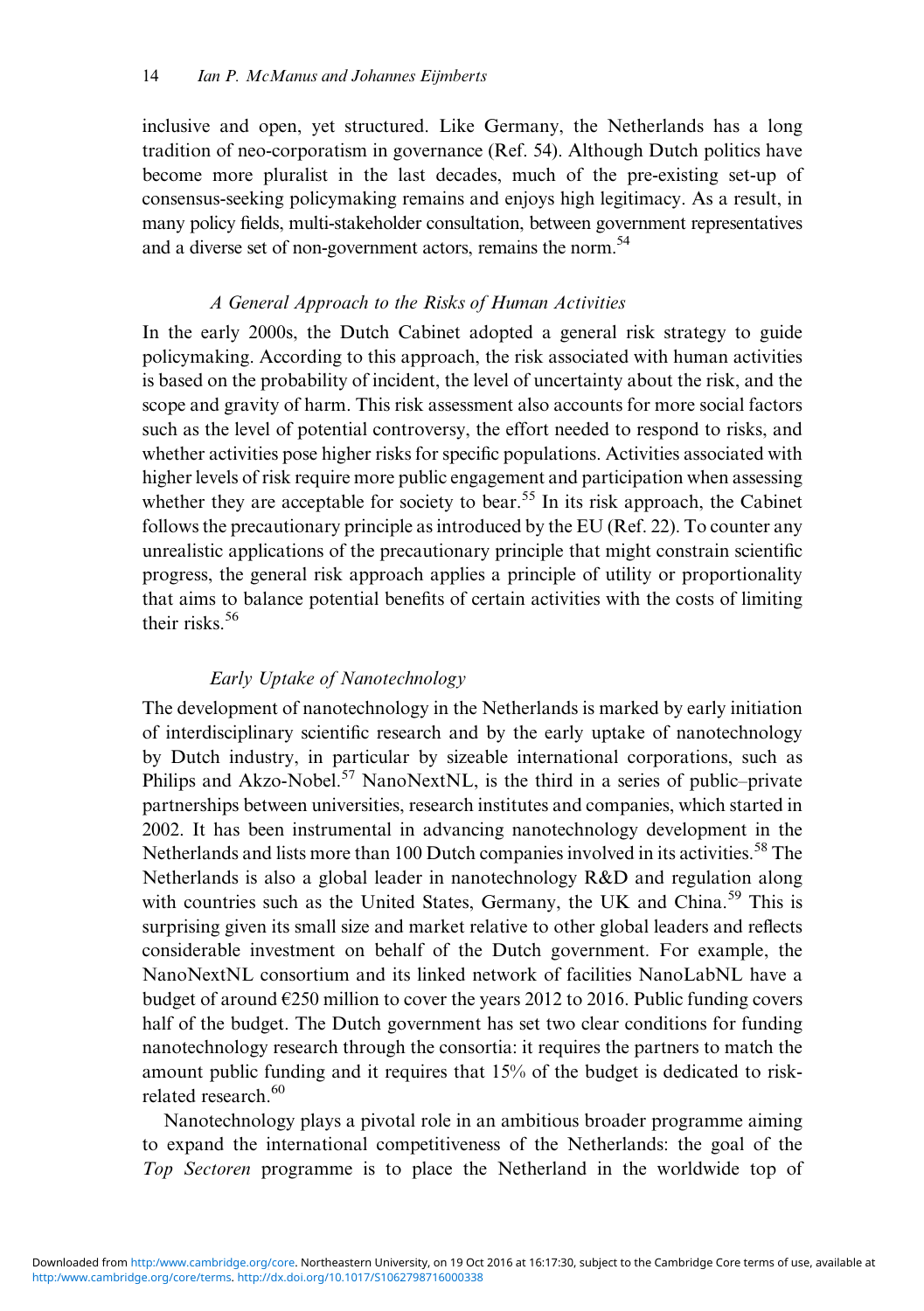inclusive and open, yet structured. Like Germany, the Netherlands has a long tradition of neo-corporatism in governance (Ref. 54). Although Dutch politics have become more pluralist in the last decades, much of the pre-existing set-up of consensus-seeking policymaking remains and enjoys high legitimacy. As a result, in many policy fields, multi-stakeholder consultation, between government representatives and a diverse set of non-government actors, remains the norm.[54]

### *A General Approach to the Risks of Human Activities*

In the early 2000s, the Dutch Cabinet adopted a general risk strategy to guide policymaking. According to this approach, the risk associated with human activities is based on the probability of incident, the level of uncertainty about the risk, and the scope and gravity of harm. This risk assessment also accounts for more social factors such as the level of potential controversy, the effort needed to respond to risks, and whether activities pose higher risks for specific populations. Activities associated with higher levels of risk require more public engagement and participation when assessing whether they are acceptable for society to bear.[55] In its risk approach, the Cabinet follows the precautionary principle as introduced by the EU (Ref. 22). To counter any unrealistic applications of the precautionary principle that might constrain scientific progress, the general risk approach applies a principle of utility or proportionality that aims to balance potential benefits of certain activities with the costs of limiting their risks.[56]

### *Early Uptake of Nanotechnology*

The development of nanotechnology in the Netherlands is marked by early initiation of interdisciplinary scientific research and by the early uptake of nanotechnology by Dutch industry, in particular by sizeable international corporations, such as Philips and Akzo-Nobel.[57] NanoNextNL, is the third in a series of public–private partnerships between universities, research institutes and companies, which started in 2002. It has been instrumental in advancing nanotechnology development in the Netherlands and lists more than 100 Dutch companies involved in its activities.[58] The Netherlands is also a global leader in nanotechnology R&D and regulation along with countries such as the United States, Germany, the UK and China.[59] This is surprising given its small size and market relative to other global leaders and reflects considerable investment on behalf of the Dutch government. For example, the NanoNextNL consortium and its linked network of facilities NanoLabNL have a budget of around €250 million to cover the years 2012 to 2016. Public funding covers half of the budget. The Dutch government has set two clear conditions for funding nanotechnology research through the consortia: it requires the partners to match the amount public funding and it requires that 15% of the budget is dedicated to risk-related research.[60]

Nanotechnology plays a pivotal role in an ambitious broader programme aiming to expand the international competitiveness of the Netherlands: the goal of the *Top Sectoren* programme is to place the Netherland in the worldwide top of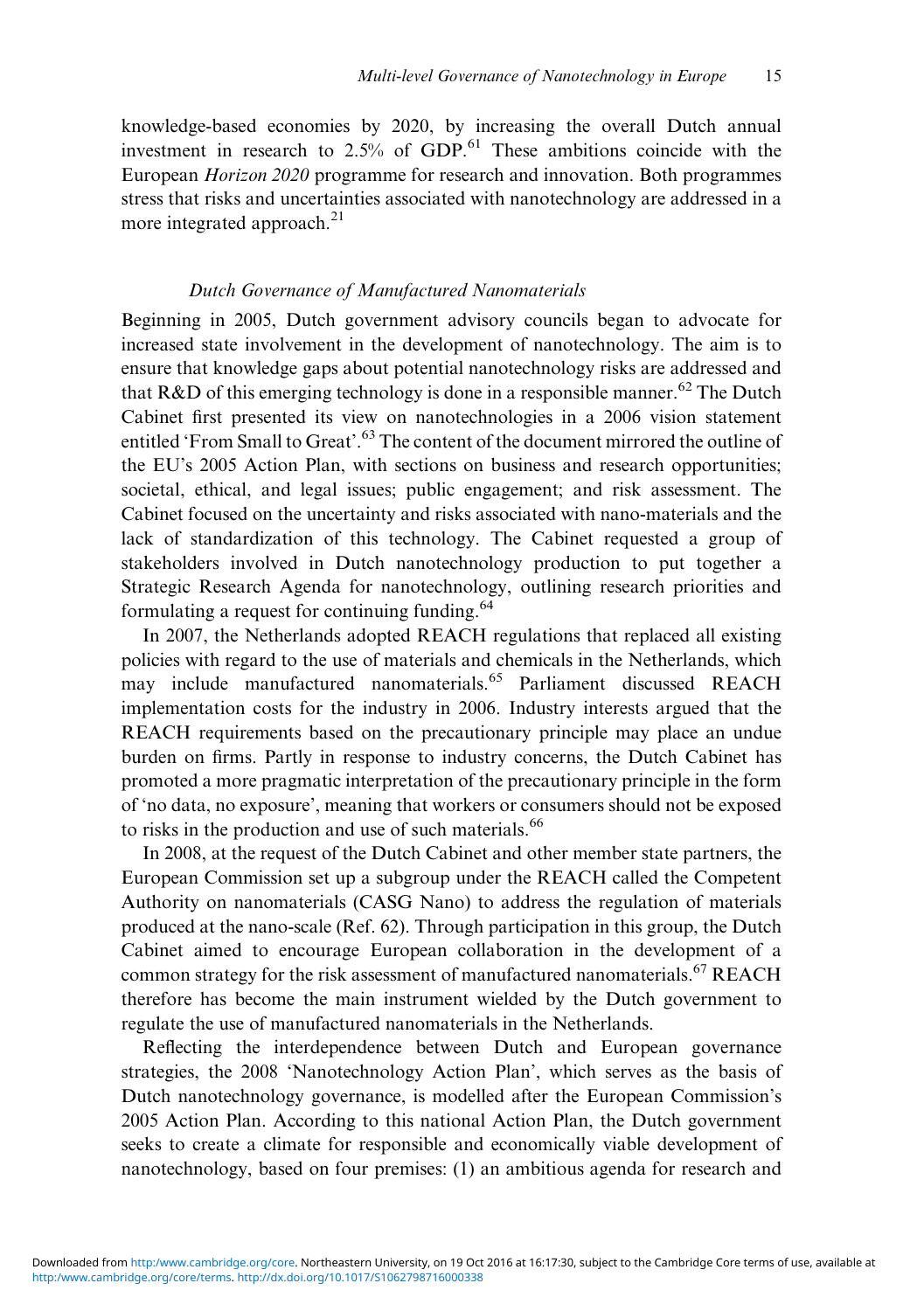knowledge-based economies by 2020, by increasing the overall Dutch annual investment in research to 2.5% of GDP.[61] These ambitions coincide with the European *Horizon 2020* programme for research and innovation. Both programmes stress that risks and uncertainties associated with nanotechnology are addressed in a more integrated approach.[21]

### *Dutch Governance of Manufactured Nanomaterials*

Beginning in 2005, Dutch government advisory councils began to advocate for increased state involvement in the development of nanotechnology. The aim is to ensure that knowledge gaps about potential nanotechnology risks are addressed and that R&D of this emerging technology is done in a responsible manner.[62] The Dutch Cabinet first presented its view on nanotechnologies in a 2006 vision statement entitled 'From Small to Great'.[63] The content of the document mirrored the outline of the EU's 2005 Action Plan, with sections on business and research opportunities; societal, ethical, and legal issues; public engagement; and risk assessment. The Cabinet focused on the uncertainty and risks associated with nano-materials and the lack of standardization of this technology. The Cabinet requested a group of stakeholders involved in Dutch nanotechnology production to put together a Strategic Research Agenda for nanotechnology, outlining research priorities and formulating a request for continuing funding.[64]

In 2007, the Netherlands adopted REACH regulations that replaced all existing policies with regard to the use of materials and chemicals in the Netherlands, which may include manufactured nanomaterials.[65] Parliament discussed REACH implementation costs for the industry in 2006. Industry interests argued that the REACH requirements based on the precautionary principle may place an undue burden on firms. Partly in response to industry concerns, the Dutch Cabinet has promoted a more pragmatic interpretation of the precautionary principle in the form of 'no data, no exposure', meaning that workers or consumers should not be exposed to risks in the production and use of such materials.[66]

In 2008, at the request of the Dutch Cabinet and other member state partners, the European Commission set up a subgroup under the REACH called the Competent Authority on nanomaterials (CASG Nano) to address the regulation of materials produced at the nano-scale (Ref. 62). Through participation in this group, the Dutch Cabinet aimed to encourage European collaboration in the development of a common strategy for the risk assessment of manufactured nanomaterials.[67] REACH therefore has become the main instrument wielded by the Dutch government to regulate the use of manufactured nanomaterials in the Netherlands.

Reflecting the interdependence between Dutch and European governance strategies, the 2008 'Nanotechnology Action Plan', which serves as the basis of Dutch nanotechnology governance, is modelled after the European Commission's 2005 Action Plan. According to this national Action Plan, the Dutch government seeks to create a climate for responsible and economically viable development of nanotechnology, based on four premises: (1) an ambitious agenda for research and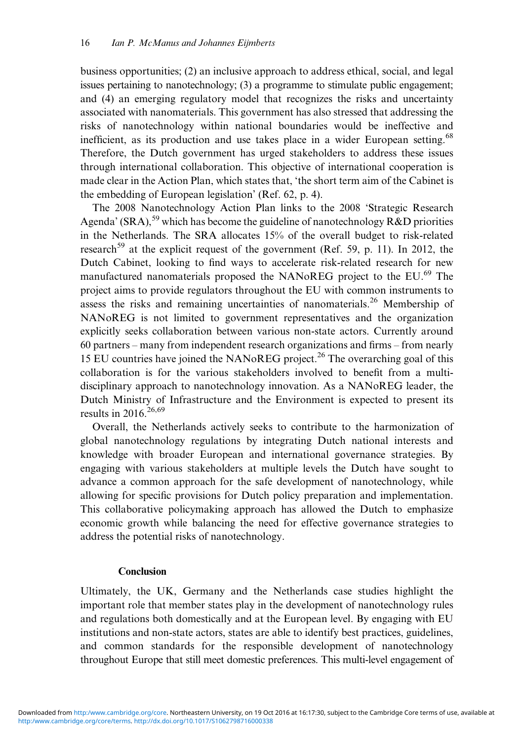business opportunities; (2) an inclusive approach to address ethical, social, and legal issues pertaining to nanotechnology; (3) a programme to stimulate public engagement; and (4) an emerging regulatory model that recognizes the risks and uncertainty associated with nanomaterials. This government has also stressed that addressing the risks of nanotechnology within national boundaries would be ineffective and inefficient, as its production and use takes place in a wider European setting.[68] Therefore, the Dutch government has urged stakeholders to address these issues through international collaboration. This objective of international cooperation is made clear in the Action Plan, which states that, 'the short term aim of the Cabinet is the embedding of European legislation' (Ref. 62, p. 4).

The 2008 Nanotechnology Action Plan links to the 2008 'Strategic Research Agenda' (SRA),[59] which has become the guideline of nanotechnology R&D priorities in the Netherlands. The SRA allocates 15% of the overall budget to risk-related research[59] at the explicit request of the government (Ref. 59, p. 11). In 2012, the Dutch Cabinet, looking to find ways to accelerate risk-related research for new manufactured nanomaterials proposed the NANoREG project to the EU.[69] The project aims to provide regulators throughout the EU with common instruments to assess the risks and remaining uncertainties of nanomaterials.[26] Membership of NANoREG is not limited to government representatives and the organization explicitly seeks collaboration between various non-state actors. Currently around 60 partners – many from independent research organizations and firms – from nearly 15 EU countries have joined the NANoREG project.[26] The overarching goal of this collaboration is for the various stakeholders involved to benefit from a multi-disciplinary approach to nanotechnology innovation. As a NANoREG leader, the Dutch Ministry of Infrastructure and the Environment is expected to present its results in 2016.[26,69]

Overall, the Netherlands actively seeks to contribute to the harmonization of global nanotechnology regulations by integrating Dutch national interests and knowledge with broader European and international governance strategies. By engaging with various stakeholders at multiple levels the Dutch have sought to advance a common approach for the safe development of nanotechnology, while allowing for specific provisions for Dutch policy preparation and implementation. This collaborative policymaking approach has allowed the Dutch to emphasize economic growth while balancing the need for effective governance strategies to address the potential risks of nanotechnology.

## Conclusion

Ultimately, the UK, Germany and the Netherlands case studies highlight the important role that member states play in the development of nanotechnology rules and regulations both domestically and at the European level. By engaging with EU institutions and non-state actors, states are able to identify best practices, guidelines, and common standards for the responsible development of nanotechnology throughout Europe that still meet domestic preferences. This multi-level engagement of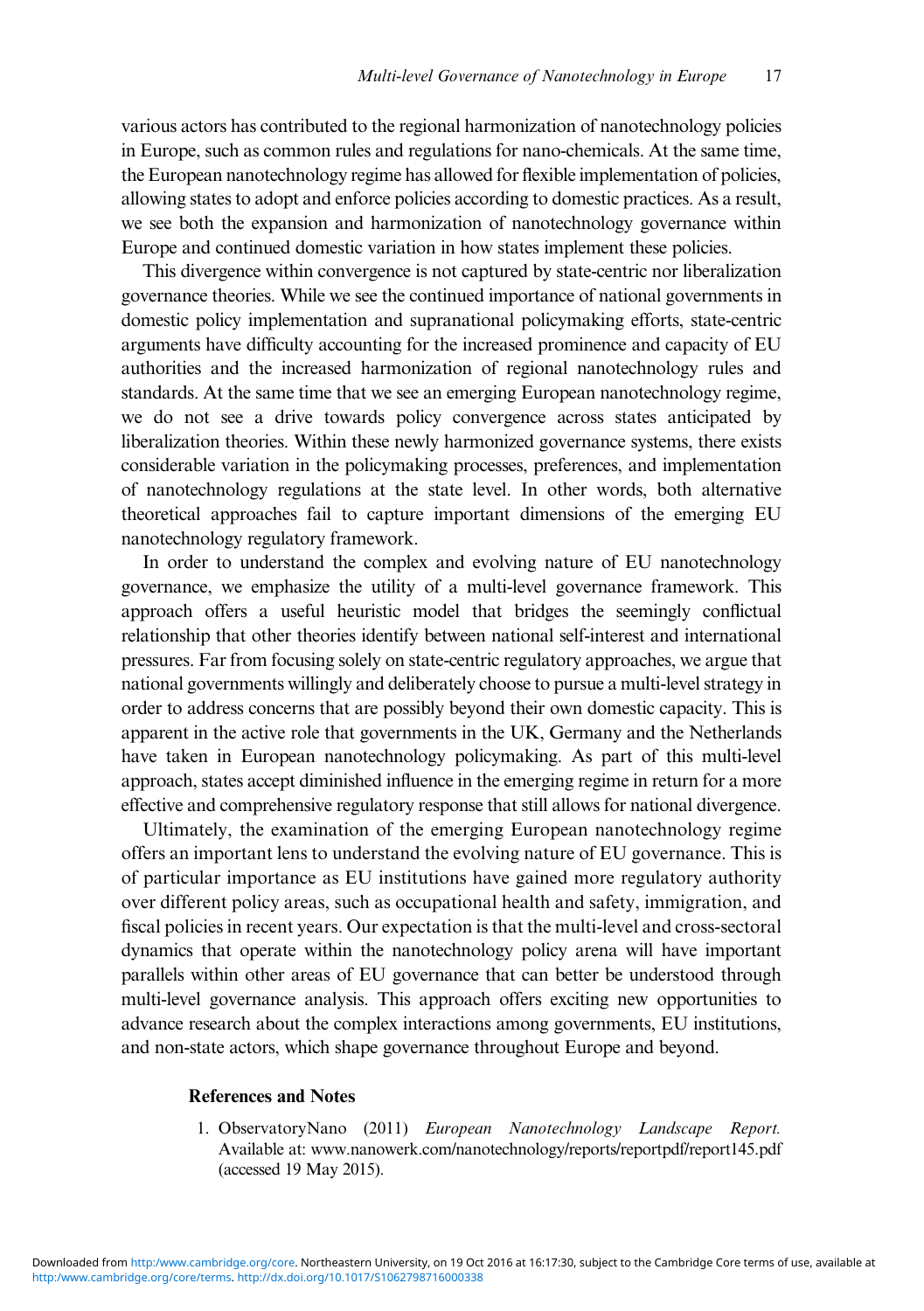various actors has contributed to the regional harmonization of nanotechnology policies in Europe, such as common rules and regulations for nano-chemicals. At the same time, the European nanotechnology regime has allowed for flexible implementation of policies, allowing states to adopt and enforce policies according to domestic practices. As a result, we see both the expansion and harmonization of nanotechnology governance within Europe and continued domestic variation in how states implement these policies.

This divergence within convergence is not captured by state-centric nor liberalization governance theories. While we see the continued importance of national governments in domestic policy implementation and supranational policymaking efforts, state-centric arguments have difficulty accounting for the increased prominence and capacity of EU authorities and the increased harmonization of regional nanotechnology rules and standards. At the same time that we see an emerging European nanotechnology regime, we do not see a drive towards policy convergence across states anticipated by liberalization theories. Within these newly harmonized governance systems, there exists considerable variation in the policymaking processes, preferences, and implementation of nanotechnology regulations at the state level. In other words, both alternative theoretical approaches fail to capture important dimensions of the emerging EU nanotechnology regulatory framework.

In order to understand the complex and evolving nature of EU nanotechnology governance, we emphasize the utility of a multi-level governance framework. This approach offers a useful heuristic model that bridges the seemingly conflictual relationship that other theories identify between national self-interest and international pressures. Far from focusing solely on state-centric regulatory approaches, we argue that national governments willingly and deliberately choose to pursue a multi-level strategy in order to address concerns that are possibly beyond their own domestic capacity. This is apparent in the active role that governments in the UK, Germany and the Netherlands have taken in European nanotechnology policymaking. As part of this multi-level approach, states accept diminished influence in the emerging regime in return for a more effective and comprehensive regulatory response that still allows for national divergence.

Ultimately, the examination of the emerging European nanotechnology regime offers an important lens to understand the evolving nature of EU governance. This is of particular importance as EU institutions have gained more regulatory authority over different policy areas, such as occupational health and safety, immigration, and fiscal policies in recent years. Our expectation is that the multi-level and cross-sectoral dynamics that operate within the nanotechnology policy arena will have important parallels within other areas of EU governance that can better be understood through multi-level governance analysis. This approach offers exciting new opportunities to advance research about the complex interactions among governments, EU institutions, and non-state actors, which shape governance throughout Europe and beyond.

## References and Notes

1. ObservatoryNano (2011) *European Nanotechnology Landscape Report.* Available at: www.nanowerk.com/nanotechnology/reports/reportpdf/report145.pdf (accessed 19 May 2015).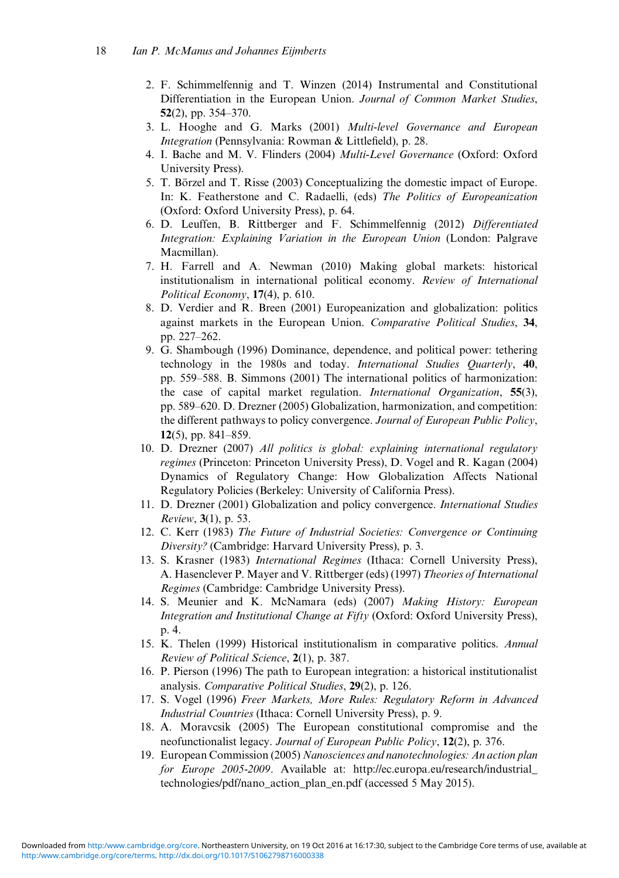2. F. Schimmelfennig and T. Winzen (2014) Instrumental and Constitutional Differentiation in the European Union. *Journal of Common Market Studies*, **52**(2), pp. 354–370.
3. L. Hooghe and G. Marks (2001) *Multi-level Governance and European Integration* (Pennsylvania: Rowman & Littlefield), p. 28.
4. I. Bache and M. V. Flinders (2004) *Multi-Level Governance* (Oxford: Oxford University Press).
5. T. Börzel and T. Risse (2003) Conceptualizing the domestic impact of Europe. In: K. Featherstone and C. Radaelli, (eds) *The Politics of Europeanization* (Oxford: Oxford University Press), p. 64.
6. D. Leuffen, B. Rittberger and F. Schimmelfennig (2012) *Differentiated Integration: Explaining Variation in the European Union* (London: Palgrave Macmillan).
7. H. Farrell and A. Newman (2010) Making global markets: historical institutionalism in international political economy. *Review of International Political Economy*, **17**(4), p. 610.
8. D. Verdier and R. Breen (2001) Europeanization and globalization: politics against markets in the European Union. *Comparative Political Studies*, **34**, pp. 227–262.
9. G. Shambough (1996) Dominance, dependence, and political power: tethering technology in the 1980s and today. *International Studies Quarterly*, **40**, pp. 559–588. B. Simmons (2001) The international politics of harmonization: the case of capital market regulation. *International Organization*, **55**(3), pp. 589–620. D. Drezner (2005) Globalization, harmonization, and competition: the different pathways to policy convergence. *Journal of European Public Policy*, **12**(5), pp. 841–859.
10. D. Drezner (2007) *All politics is global: explaining international regulatory regimes* (Princeton: Princeton University Press), D. Vogel and R. Kagan (2004) Dynamics of Regulatory Change: How Globalization Affects National Regulatory Policies (Berkeley: University of California Press).
11. D. Drezner (2001) Globalization and policy convergence. *International Studies Review*, **3**(1), p. 53.
12. C. Kerr (1983) *The Future of Industrial Societies: Convergence or Continuing Diversity?* (Cambridge: Harvard University Press), p. 3.
13. S. Krasner (1983) *International Regimes* (Ithaca: Cornell University Press), A. Hasenclever P. Mayer and V. Rittberger (eds) (1997) *Theories of International Regimes* (Cambridge: Cambridge University Press).
14. S. Meunier and K. McNamara (eds) (2007) *Making History: European Integration and Institutional Change at Fifty* (Oxford: Oxford University Press), p. 4.
15. K. Thelen (1999) Historical institutionalism in comparative politics. *Annual Review of Political Science*, **2**(1), p. 387.
16. P. Pierson (1996) The path to European integration: a historical institutionalist analysis. *Comparative Political Studies*, **29**(2), p. 126.
17. S. Vogel (1996) *Freer Markets, More Rules: Regulatory Reform in Advanced Industrial Countries* (Ithaca: Cornell University Press), p. 9.
18. A. Moravcsik (2005) The European constitutional compromise and the neofunctionalist legacy. *Journal of European Public Policy*, **12**(2), p. 376.
19. European Commission (2005) *Nanosciences and nanotechnologies: An action plan for Europe 2005-2009*. Available at: http://ec.europa.eu/research/industrial_technologies/pdf/nano_action_plan_en.pdf (accessed 5 May 2015).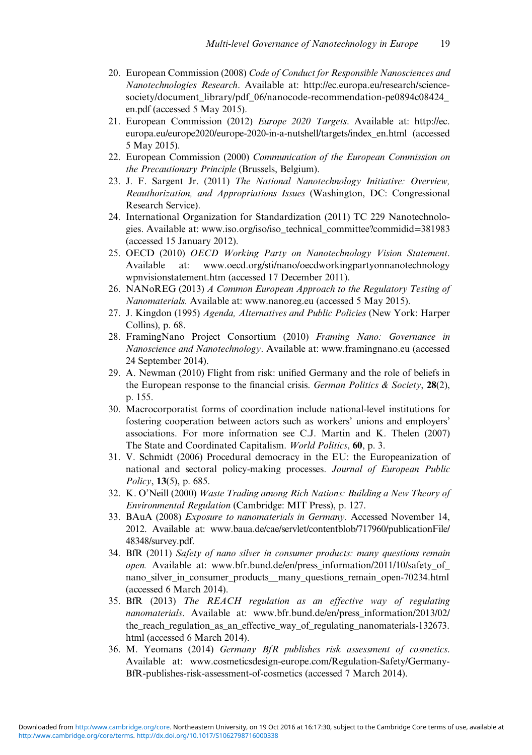20. European Commission (2008) *Code of Conduct for Responsible Nanosciences and Nanotechnologies Research*. Available at: http://ec.europa.eu/research/science-society/document_library/pdf_06/nanocode-recommendation-pe0894c08424_en.pdf (accessed 5 May 2015).
21. European Commission (2012) *Europe 2020 Targets*. Available at: http://ec.europa.eu/europe2020/europe-2020-in-a-nutshell/targets/index_en.html (accessed 5 May 2015).
22. European Commission (2000) *Communication of the European Commission on the Precautionary Principle* (Brussels, Belgium).
23. J. F. Sargent Jr. (2011) *The National Nanotechnology Initiative: Overview, Reauthorization, and Appropriations Issues* (Washington, DC: Congressional Research Service).
24. International Organization for Standardization (2011) TC 229 Nanotechnologies. Available at: www.iso.org/iso/iso_technical_committee?commidid=381983 (accessed 15 January 2012).
25. OECD (2010) *OECD Working Party on Nanotechnology Vision Statement*. Available at: www.oecd.org/sti/nano/oecdworkingpartyonnanotechnologywpnvisionstatement.htm (accessed 17 December 2011).
26. NANoREG (2013) *A Common European Approach to the Regulatory Testing of Nanomaterials.* Available at: www.nanoreg.eu (accessed 5 May 2015).
27. J. Kingdon (1995) *Agenda, Alternatives and Public Policies* (New York: Harper Collins), p. 68.
28. FramingNano Project Consortium (2010) *Framing Nano: Governance in Nanoscience and Nanotechnology*. Available at: www.framingnano.eu (accessed 24 September 2014).
29. A. Newman (2010) Flight from risk: unified Germany and the role of beliefs in the European response to the financial crisis. *German Politics & Society*, **28**(2), p. 155.
30. Macrocorporatist forms of coordination include national-level institutions for fostering cooperation between actors such as workers' unions and employers' associations. For more information see C.J. Martin and K. Thelen (2007) The State and Coordinated Capitalism. *World Politics*, **60**, p. 3.
31. V. Schmidt (2006) Procedural democracy in the EU: the Europeanization of national and sectoral policy-making processes. *Journal of European Public Policy*, **13**(5), p. 685.
32. K. O'Neill (2000) *Waste Trading among Rich Nations: Building a New Theory of Environmental Regulation* (Cambridge: MIT Press), p. 127.
33. BAuA (2008) *Exposure to nanomaterials in Germany.* Accessed November 14, 2012. Available at: www.baua.de/cae/servlet/contentblob/717960/publicationFile/48348/survey.pdf.
34. BfR (2011) *Safety of nano silver in consumer products: many questions remain open.* Available at: www.bfr.bund.de/en/press_information/2011/10/safety_of_nano_silver_in_consumer_products__many_questions_remain_open-70234.html (accessed 6 March 2014).
35. BfR (2013) *The REACH regulation as an effective way of regulating nanomaterials*. Available at: www.bfr.bund.de/en/press_information/2013/02/the_reach_regulation_as_an_effective_way_of_regulating_nanomaterials-132673.html (accessed 6 March 2014).
36. M. Yeomans (2014) *Germany BfR publishes risk assessment of cosmetics*. Available at: www.cosmeticsdesign-europe.com/Regulation-Safety/Germany-BfR-publishes-risk-assessment-of-cosmetics (accessed 7 March 2014).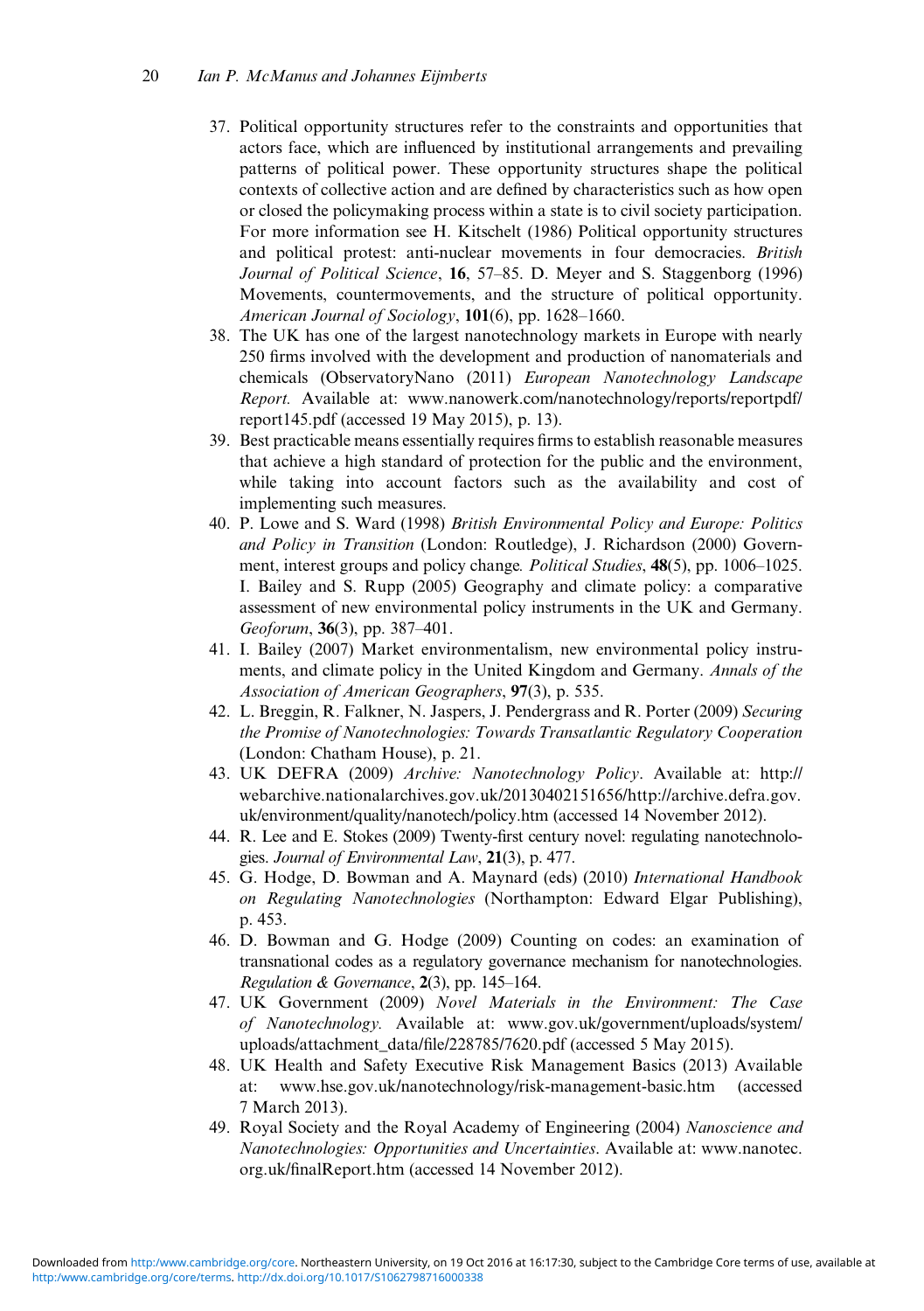37. Political opportunity structures refer to the constraints and opportunities that actors face, which are influenced by institutional arrangements and prevailing patterns of political power. These opportunity structures shape the political contexts of collective action and are defined by characteristics such as how open or closed the policymaking process within a state is to civil society participation. For more information see H. Kitschelt (1986) Political opportunity structures and political protest: anti-nuclear movements in four democracies. *British Journal of Political Science*, **16**, 57–85. D. Meyer and S. Staggenborg (1996) Movements, countermovements, and the structure of political opportunity. *American Journal of Sociology*, **101**(6), pp. 1628–1660.
38. The UK has one of the largest nanotechnology markets in Europe with nearly 250 firms involved with the development and production of nanomaterials and chemicals (ObservatoryNano (2011) *European Nanotechnology Landscape Report.* Available at: www.nanowerk.com/nanotechnology/reports/reportpdf/report145.pdf (accessed 19 May 2015), p. 13).
39. Best practicable means essentially requires firms to establish reasonable measures that achieve a high standard of protection for the public and the environment, while taking into account factors such as the availability and cost of implementing such measures.
40. P. Lowe and S. Ward (1998) *British Environmental Policy and Europe: Politics and Policy in Transition* (London: Routledge), J. Richardson (2000) Government, interest groups and policy change. *Political Studies*, **48**(5), pp. 1006–1025. I. Bailey and S. Rupp (2005) Geography and climate policy: a comparative assessment of new environmental policy instruments in the UK and Germany. *Geoforum*, **36**(3), pp. 387–401.
41. I. Bailey (2007) Market environmentalism, new environmental policy instruments, and climate policy in the United Kingdom and Germany. *Annals of the Association of American Geographers*, **97**(3), p. 535.
42. L. Breggin, R. Falkner, N. Jaspers, J. Pendergrass and R. Porter (2009) *Securing the Promise of Nanotechnologies: Towards Transatlantic Regulatory Cooperation* (London: Chatham House), p. 21.
43. UK DEFRA (2009) *Archive: Nanotechnology Policy*. Available at: http://webarchive.nationalarchives.gov.uk/20130402151656/http://archive.defra.gov.uk/environment/quality/nanotech/policy.htm (accessed 14 November 2012).
44. R. Lee and E. Stokes (2009) Twenty-first century novel: regulating nanotechnologies. *Journal of Environmental Law*, **21**(3), p. 477.
45. G. Hodge, D. Bowman and A. Maynard (eds) (2010) *International Handbook on Regulating Nanotechnologies* (Northampton: Edward Elgar Publishing), p. 453.
46. D. Bowman and G. Hodge (2009) Counting on codes: an examination of transnational codes as a regulatory governance mechanism for nanotechnologies. *Regulation & Governance*, **2**(3), pp. 145–164.
47. UK Government (2009) *Novel Materials in the Environment: The Case of Nanotechnology.* Available at: www.gov.uk/government/uploads/system/uploads/attachment_data/file/228785/7620.pdf (accessed 5 May 2015).
48. UK Health and Safety Executive Risk Management Basics (2013) Available at: www.hse.gov.uk/nanotechnology/risk-management-basic.htm (accessed 7 March 2013).
49. Royal Society and the Royal Academy of Engineering (2004) *Nanoscience and Nanotechnologies: Opportunities and Uncertainties*. Available at: www.nanotec.org.uk/finalReport.htm (accessed 14 November 2012).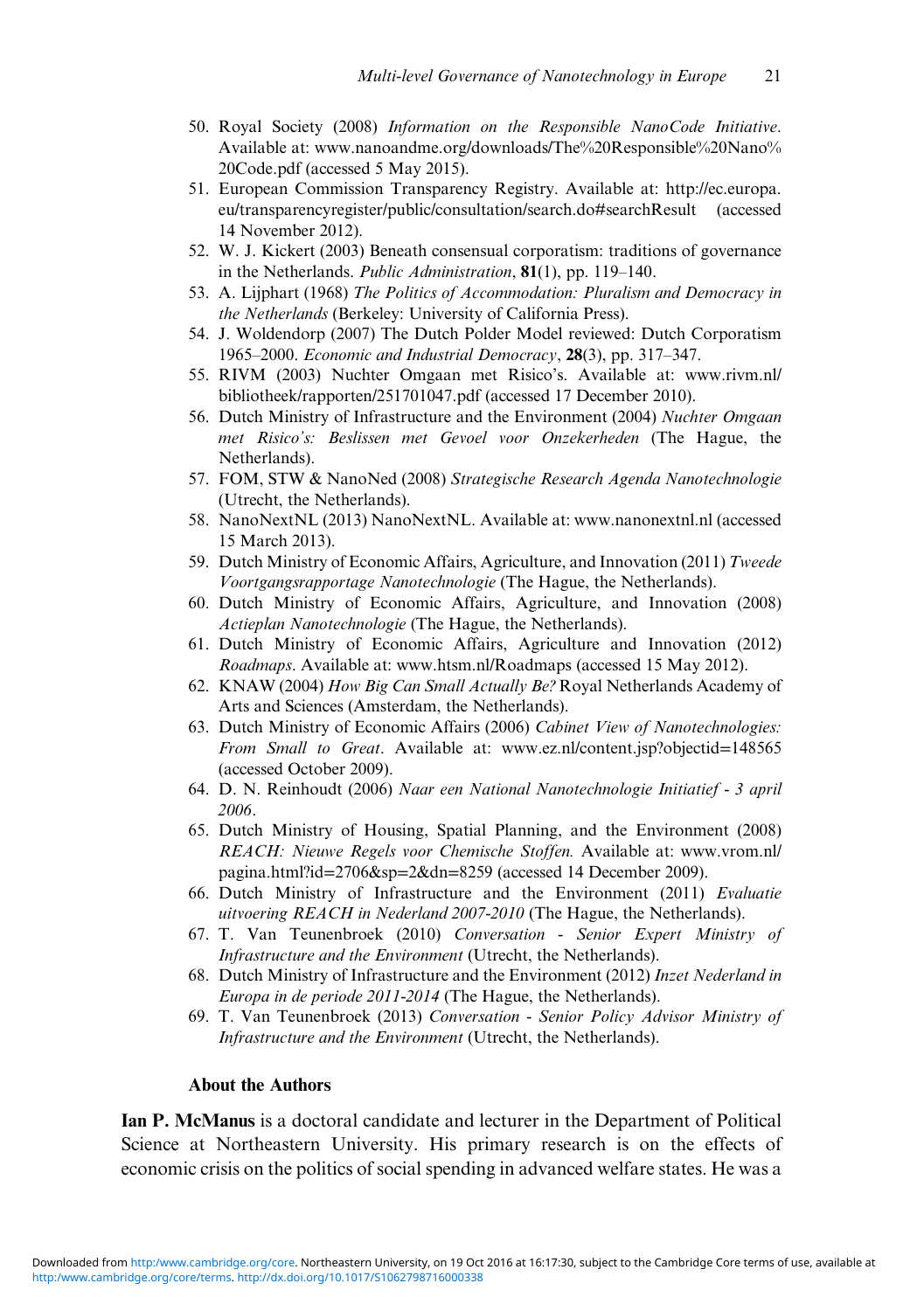50. Royal Society (2008) *Information on the Responsible NanoCode Initiative*. Available at: www.nanoandme.org/downloads/The%20Responsible%20Nano%20Code.pdf (accessed 5 May 2015).
51. European Commission Transparency Registry. Available at: http://ec.europa.eu/transparencyregister/public/consultation/search.do#searchResult (accessed 14 November 2012).
52. W. J. Kickert (2003) Beneath consensual corporatism: traditions of governance in the Netherlands. *Public Administration*, **81**(1), pp. 119–140.
53. A. Lijphart (1968) *The Politics of Accommodation: Pluralism and Democracy in the Netherlands* (Berkeley: University of California Press).
54. J. Woldendorp (2007) The Dutch Polder Model reviewed: Dutch Corporatism 1965–2000. *Economic and Industrial Democracy*, **28**(3), pp. 317–347.
55. RIVM (2003) Nuchter Omgaan met Risico's. Available at: www.rivm.nl/bibliotheek/rapporten/251701047.pdf (accessed 17 December 2010).
56. Dutch Ministry of Infrastructure and the Environment (2004) *Nuchter Omgaan met Risico's: Beslissen met Gevoel voor Onzekerheden* (The Hague, the Netherlands).
57. FOM, STW & NanoNed (2008) *Strategische Research Agenda Nanotechnologie* (Utrecht, the Netherlands).
58. NanoNextNL (2013) NanoNextNL. Available at: www.nanonextnl.nl (accessed 15 March 2013).
59. Dutch Ministry of Economic Affairs, Agriculture, and Innovation (2011) *Tweede Voortgangsrapportage Nanotechnologie* (The Hague, the Netherlands).
60. Dutch Ministry of Economic Affairs, Agriculture, and Innovation (2008) *Actieplan Nanotechnologie* (The Hague, the Netherlands).
61. Dutch Ministry of Economic Affairs, Agriculture and Innovation (2012) *Roadmaps*. Available at: www.htsm.nl/Roadmaps (accessed 15 May 2012).
62. KNAW (2004) *How Big Can Small Actually Be?* Royal Netherlands Academy of Arts and Sciences (Amsterdam, the Netherlands).
63. Dutch Ministry of Economic Affairs (2006) *Cabinet View of Nanotechnologies: From Small to Great*. Available at: www.ez.nl/content.jsp?objectid=148565 (accessed October 2009).
64. D. N. Reinhoudt (2006) *Naar een National Nanotechnologie Initiatief - 3 april 2006*.
65. Dutch Ministry of Housing, Spatial Planning, and the Environment (2008) *REACH: Nieuwe Regels voor Chemische Stoffen.* Available at: www.vrom.nl/pagina.html?id=2706&sp=2&dn=8259 (accessed 14 December 2009).
66. Dutch Ministry of Infrastructure and the Environment (2011) *Evaluatie uitvoering REACH in Nederland 2007-2010* (The Hague, the Netherlands).
67. T. Van Teunenbroek (2010) *Conversation - Senior Expert Ministry of Infrastructure and the Environment* (Utrecht, the Netherlands).
68. Dutch Ministry of Infrastructure and the Environment (2012) *Inzet Nederland in Europa in de periode 2011-2014* (The Hague, the Netherlands).
69. T. Van Teunenbroek (2013) *Conversation - Senior Policy Advisor Ministry of Infrastructure and the Environment* (Utrecht, the Netherlands).

### About the Authors

**Ian P. McManus** is a doctoral candidate and lecturer in the Department of Political Science at Northeastern University. His primary research is on the effects of economic crisis on the politics of social spending in advanced welfare states. He was a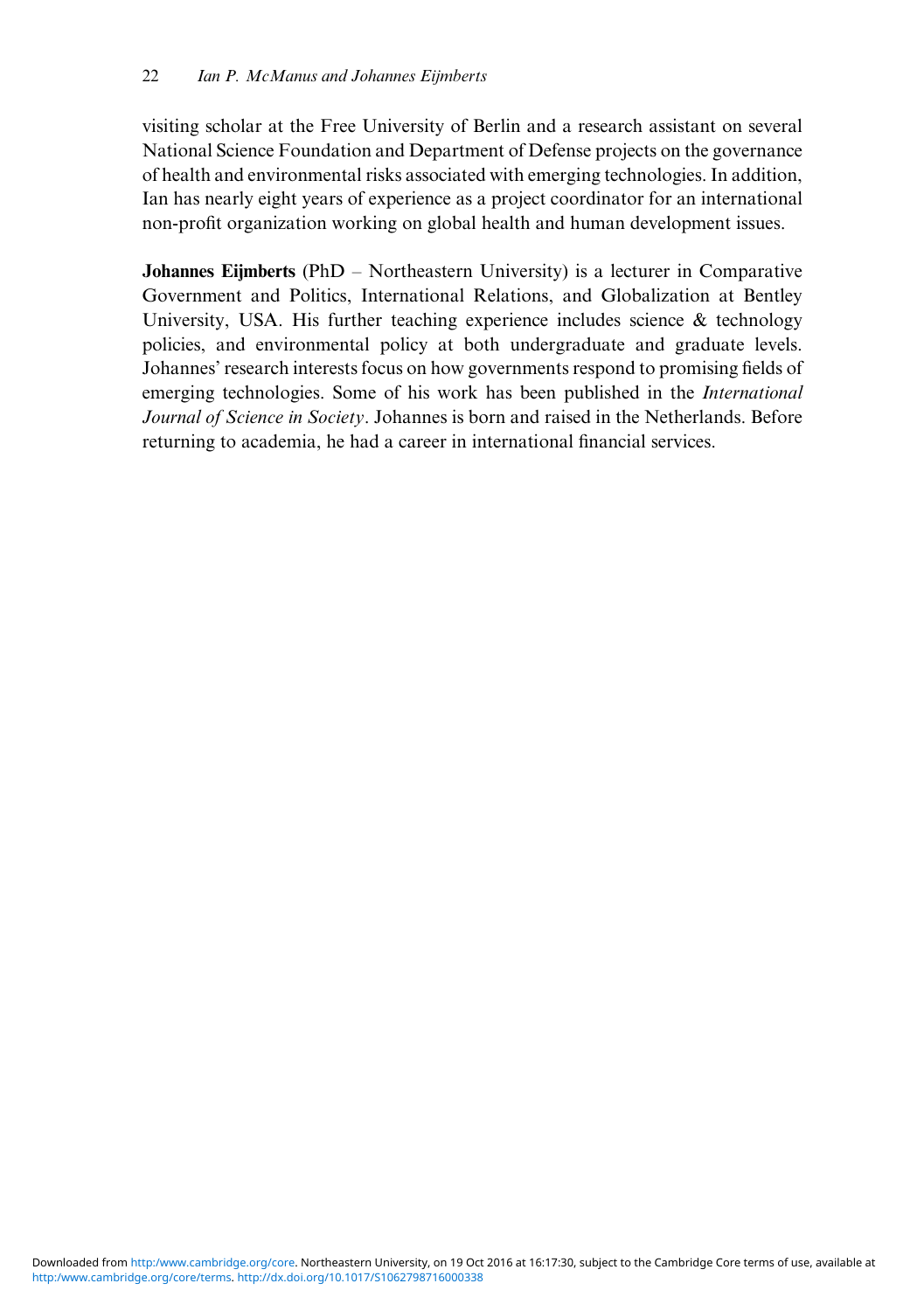visiting scholar at the Free University of Berlin and a research assistant on several National Science Foundation and Department of Defense projects on the governance of health and environmental risks associated with emerging technologies. In addition, Ian has nearly eight years of experience as a project coordinator for an international non-profit organization working on global health and human development issues.

**Johannes Eijmberts** (PhD – Northeastern University) is a lecturer in Comparative Government and Politics, International Relations, and Globalization at Bentley University, USA. His further teaching experience includes science & technology policies, and environmental policy at both undergraduate and graduate levels. Johannes' research interests focus on how governments respond to promising fields of emerging technologies. Some of his work has been published in the *International Journal of Science in Society*. Johannes is born and raised in the Netherlands. Before returning to academia, he had a career in international financial services.